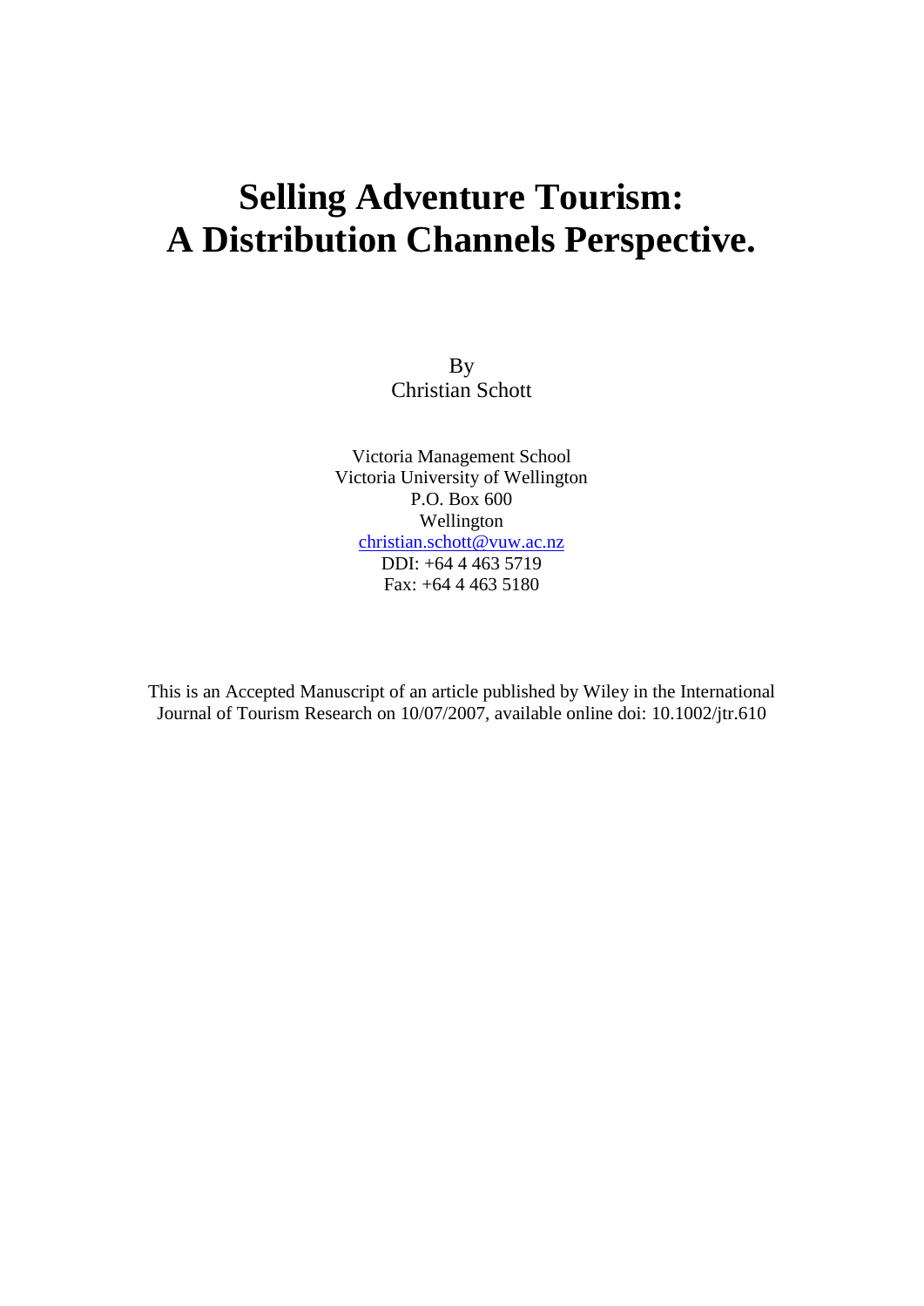# Selling Adventure Tourism: A Distribution Channels Perspective.

By
Christian Schott

Victoria Management School
Victoria University of Wellington
P.O. Box 600
Wellington
christian.schott@vuw.ac.nz
DDI: +64 4 463 5719
Fax: +64 4 463 5180

This is an Accepted Manuscript of an article published by Wiley in the International Journal of Tourism Research on 10/07/2007, available online doi: 10.1002/jtr.610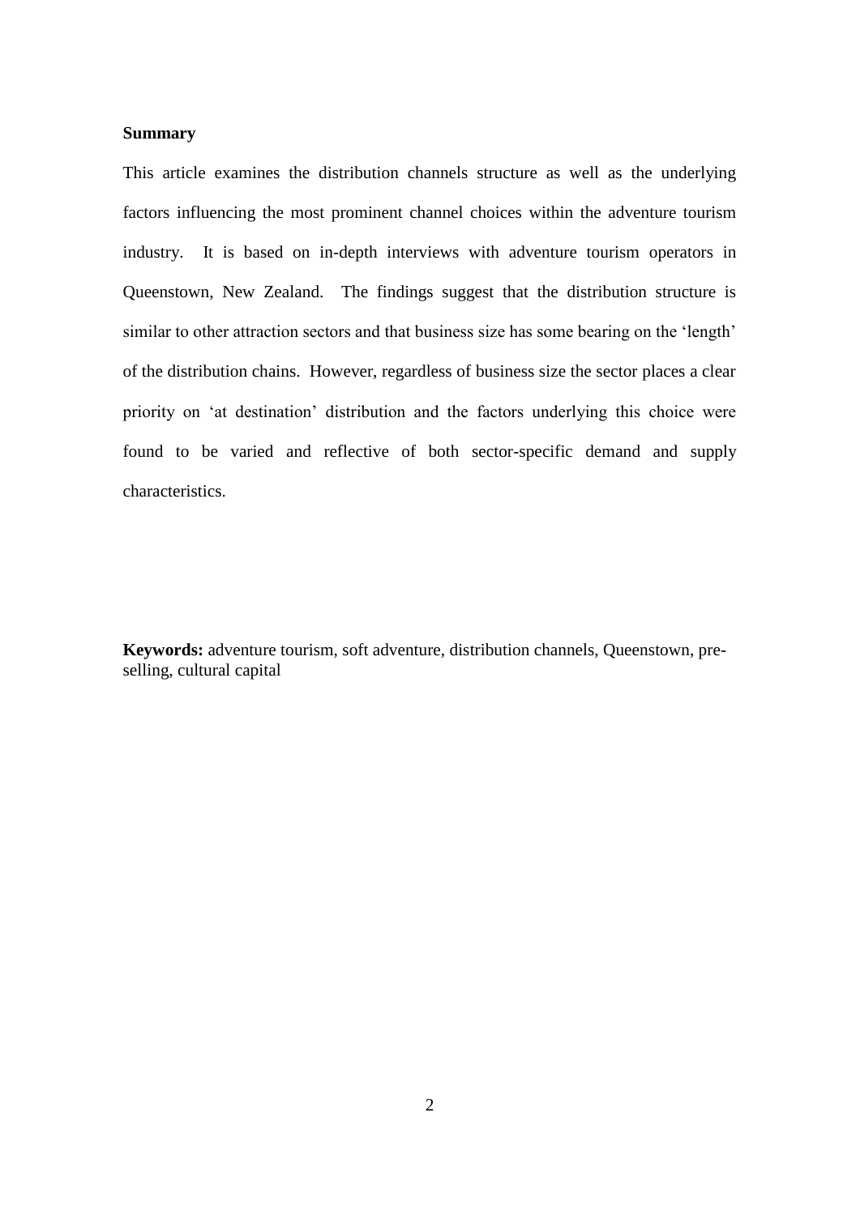**Summary**

This article examines the distribution channels structure as well as the underlying factors influencing the most prominent channel choices within the adventure tourism industry. It is based on in-depth interviews with adventure tourism operators in Queenstown, New Zealand. The findings suggest that the distribution structure is similar to other attraction sectors and that business size has some bearing on the 'length' of the distribution chains. However, regardless of business size the sector places a clear priority on 'at destination' distribution and the factors underlying this choice were found to be varied and reflective of both sector-specific demand and supply characteristics.

**Keywords:** adventure tourism, soft adventure, distribution channels, Queenstown, pre-selling, cultural capital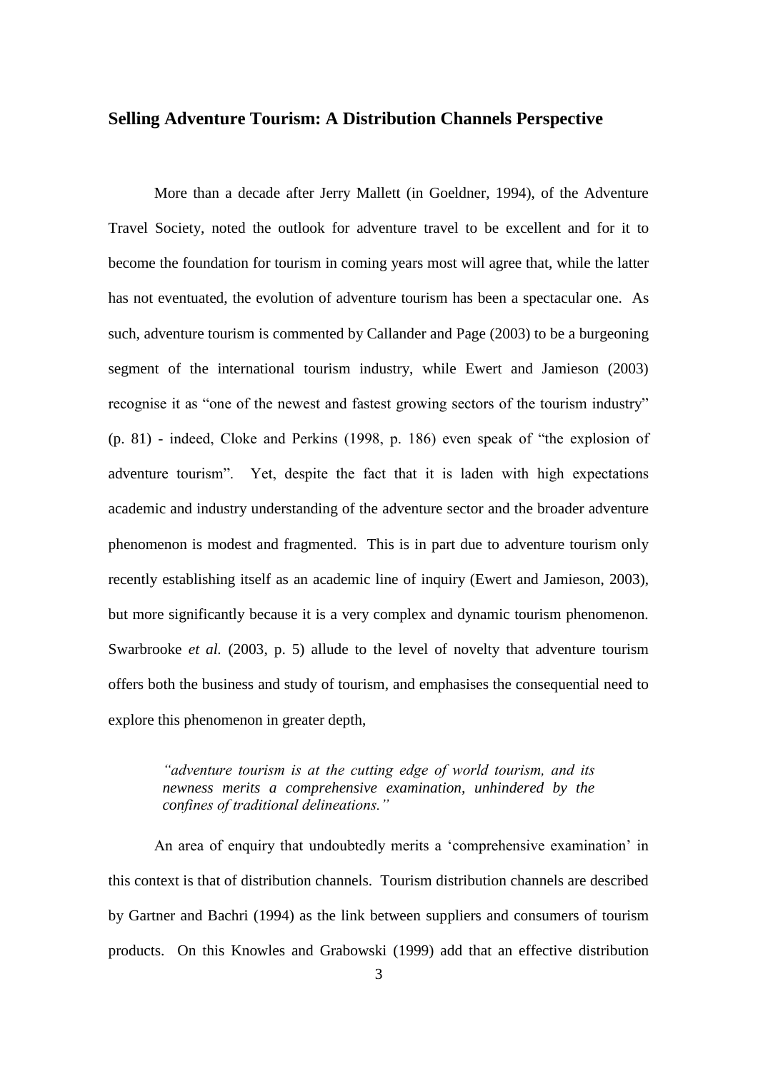## Selling Adventure Tourism: A Distribution Channels Perspective

More than a decade after Jerry Mallett (in Goeldner, 1994), of the Adventure Travel Society, noted the outlook for adventure travel to be excellent and for it to become the foundation for tourism in coming years most will agree that, while the latter has not eventuated, the evolution of adventure tourism has been a spectacular one. As such, adventure tourism is commented by Callander and Page (2003) to be a burgeoning segment of the international tourism industry, while Ewert and Jamieson (2003) recognise it as "one of the newest and fastest growing sectors of the tourism industry" (p. 81) - indeed, Cloke and Perkins (1998, p. 186) even speak of "the explosion of adventure tourism". Yet, despite the fact that it is laden with high expectations academic and industry understanding of the adventure sector and the broader adventure phenomenon is modest and fragmented. This is in part due to adventure tourism only recently establishing itself as an academic line of inquiry (Ewert and Jamieson, 2003), but more significantly because it is a very complex and dynamic tourism phenomenon. Swarbrooke *et al.* (2003, p. 5) allude to the level of novelty that adventure tourism offers both the business and study of tourism, and emphasises the consequential need to explore this phenomenon in greater depth,

> *"adventure tourism is at the cutting edge of world tourism, and its newness merits a comprehensive examination, unhindered by the confines of traditional delineations."*

An area of enquiry that undoubtedly merits a 'comprehensive examination' in this context is that of distribution channels. Tourism distribution channels are described by Gartner and Bachri (1994) as the link between suppliers and consumers of tourism products. On this Knowles and Grabowski (1999) add that an effective distribution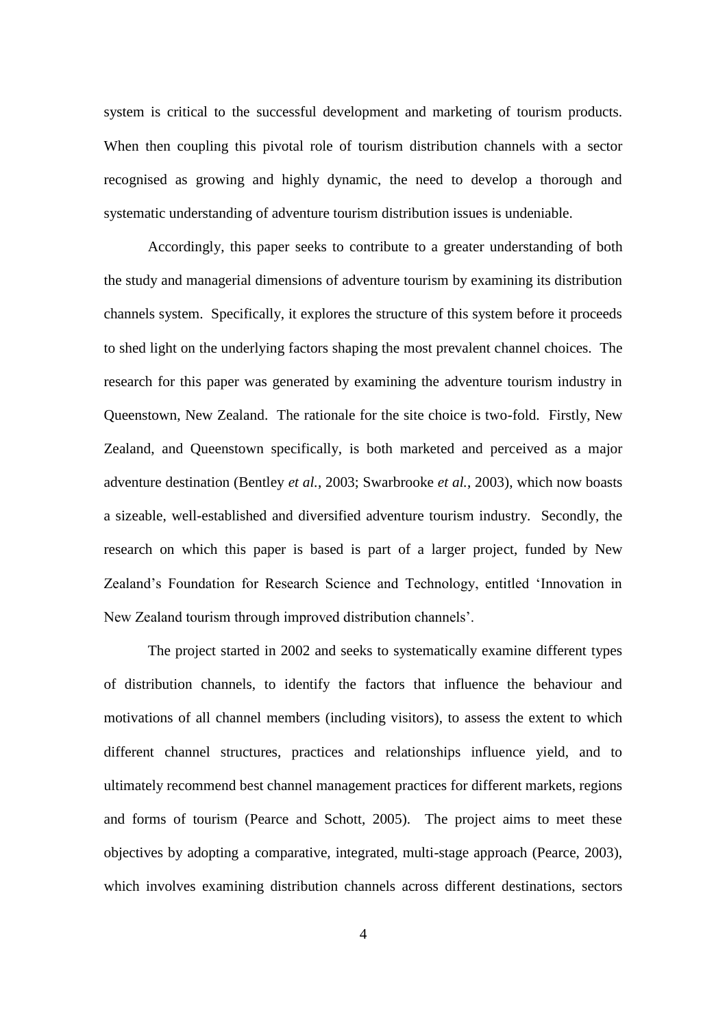system is critical to the successful development and marketing of tourism products. When then coupling this pivotal role of tourism distribution channels with a sector recognised as growing and highly dynamic, the need to develop a thorough and systematic understanding of adventure tourism distribution issues is undeniable.

Accordingly, this paper seeks to contribute to a greater understanding of both the study and managerial dimensions of adventure tourism by examining its distribution channels system. Specifically, it explores the structure of this system before it proceeds to shed light on the underlying factors shaping the most prevalent channel choices. The research for this paper was generated by examining the adventure tourism industry in Queenstown, New Zealand. The rationale for the site choice is two-fold. Firstly, New Zealand, and Queenstown specifically, is both marketed and perceived as a major adventure destination (Bentley *et al.*, 2003; Swarbrooke *et al.*, 2003), which now boasts a sizeable, well-established and diversified adventure tourism industry. Secondly, the research on which this paper is based is part of a larger project, funded by New Zealand's Foundation for Research Science and Technology, entitled 'Innovation in New Zealand tourism through improved distribution channels'.

The project started in 2002 and seeks to systematically examine different types of distribution channels, to identify the factors that influence the behaviour and motivations of all channel members (including visitors), to assess the extent to which different channel structures, practices and relationships influence yield, and to ultimately recommend best channel management practices for different markets, regions and forms of tourism (Pearce and Schott, 2005). The project aims to meet these objectives by adopting a comparative, integrated, multi-stage approach (Pearce, 2003), which involves examining distribution channels across different destinations, sectors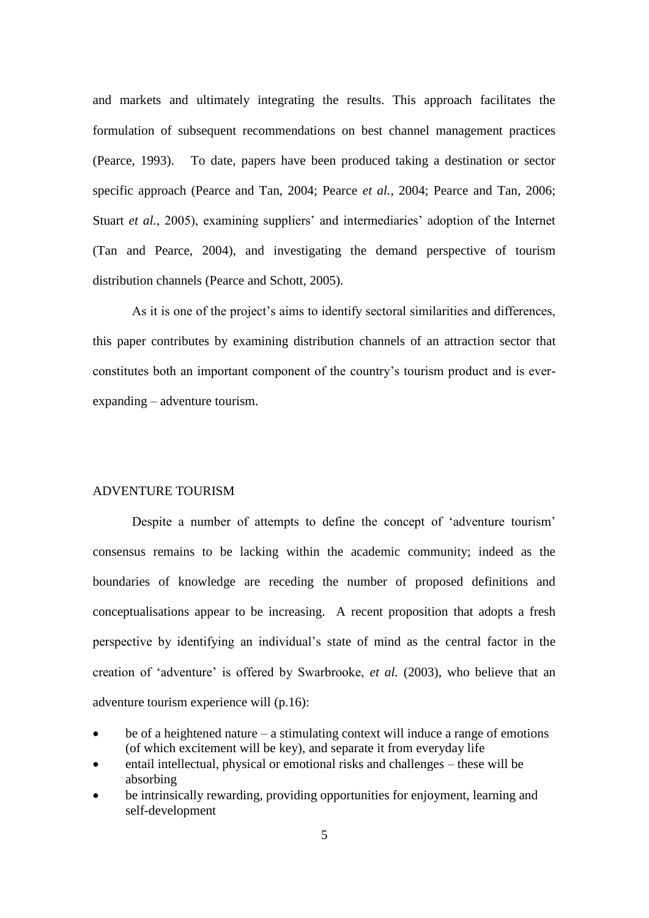and markets and ultimately integrating the results. This approach facilitates the formulation of subsequent recommendations on best channel management practices (Pearce, 1993). To date, papers have been produced taking a destination or sector specific approach (Pearce and Tan, 2004; Pearce *et al.*, 2004; Pearce and Tan, 2006; Stuart *et al.*, 2005), examining suppliers' and intermediaries' adoption of the Internet (Tan and Pearce, 2004), and investigating the demand perspective of tourism distribution channels (Pearce and Schott, 2005).

As it is one of the project's aims to identify sectoral similarities and differences, this paper contributes by examining distribution channels of an attraction sector that constitutes both an important component of the country's tourism product and is ever-expanding – adventure tourism.

## ADVENTURE TOURISM

Despite a number of attempts to define the concept of 'adventure tourism' consensus remains to be lacking within the academic community; indeed as the boundaries of knowledge are receding the number of proposed definitions and conceptualisations appear to be increasing. A recent proposition that adopts a fresh perspective by identifying an individual's state of mind as the central factor in the creation of 'adventure' is offered by Swarbrooke, *et al.* (2003), who believe that an adventure tourism experience will (p.16):

- be of a heightened nature – a stimulating context will induce a range of emotions (of which excitement will be key), and separate it from everyday life
- entail intellectual, physical or emotional risks and challenges – these will be absorbing
- be intrinsically rewarding, providing opportunities for enjoyment, learning and self-development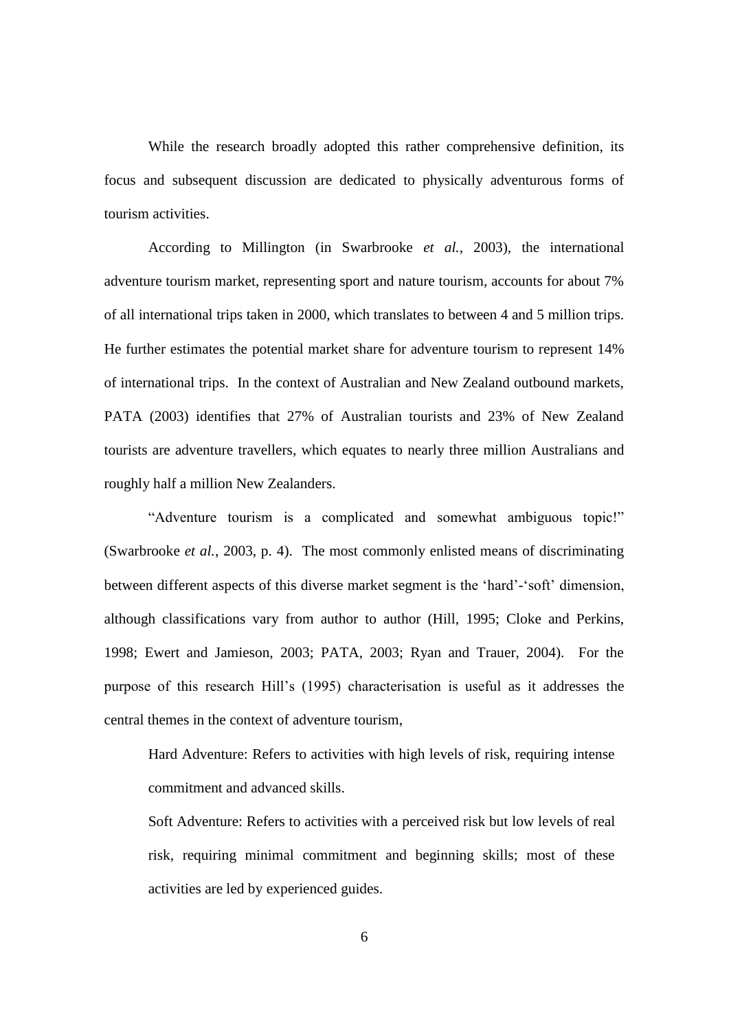While the research broadly adopted this rather comprehensive definition, its focus and subsequent discussion are dedicated to physically adventurous forms of tourism activities.

According to Millington (in Swarbrooke *et al.*, 2003), the international adventure tourism market, representing sport and nature tourism, accounts for about 7% of all international trips taken in 2000, which translates to between 4 and 5 million trips. He further estimates the potential market share for adventure tourism to represent 14% of international trips. In the context of Australian and New Zealand outbound markets, PATA (2003) identifies that 27% of Australian tourists and 23% of New Zealand tourists are adventure travellers, which equates to nearly three million Australians and roughly half a million New Zealanders.

"Adventure tourism is a complicated and somewhat ambiguous topic!" (Swarbrooke *et al.*, 2003, p. 4). The most commonly enlisted means of discriminating between different aspects of this diverse market segment is the 'hard'-'soft' dimension, although classifications vary from author to author (Hill, 1995; Cloke and Perkins, 1998; Ewert and Jamieson, 2003; PATA, 2003; Ryan and Trauer, 2004). For the purpose of this research Hill's (1995) characterisation is useful as it addresses the central themes in the context of adventure tourism,

> Hard Adventure: Refers to activities with high levels of risk, requiring intense commitment and advanced skills.
>
> Soft Adventure: Refers to activities with a perceived risk but low levels of real risk, requiring minimal commitment and beginning skills; most of these activities are led by experienced guides.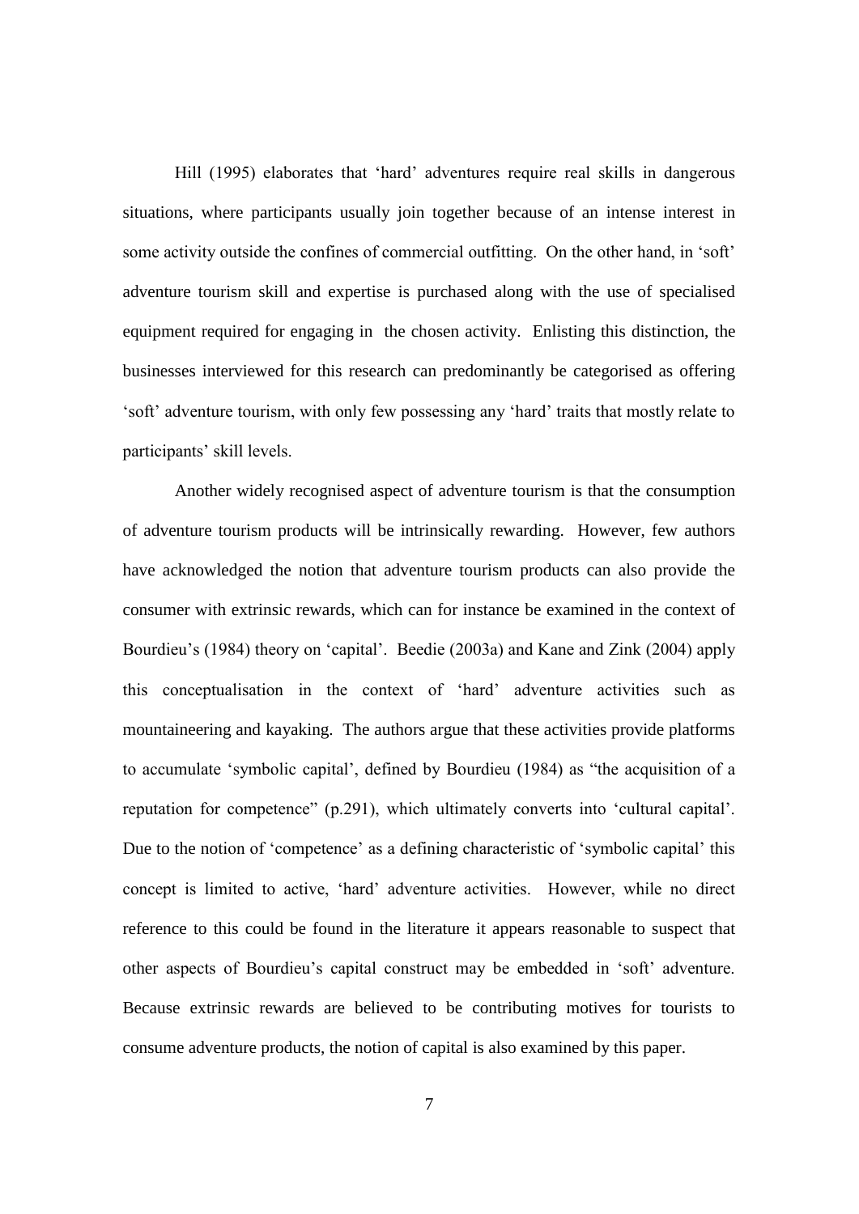Hill (1995) elaborates that 'hard' adventures require real skills in dangerous situations, where participants usually join together because of an intense interest in some activity outside the confines of commercial outfitting. On the other hand, in 'soft' adventure tourism skill and expertise is purchased along with the use of specialised equipment required for engaging in the chosen activity. Enlisting this distinction, the businesses interviewed for this research can predominantly be categorised as offering 'soft' adventure tourism, with only few possessing any 'hard' traits that mostly relate to participants' skill levels.

Another widely recognised aspect of adventure tourism is that the consumption of adventure tourism products will be intrinsically rewarding. However, few authors have acknowledged the notion that adventure tourism products can also provide the consumer with extrinsic rewards, which can for instance be examined in the context of Bourdieu's (1984) theory on 'capital'. Beedie (2003a) and Kane and Zink (2004) apply this conceptualisation in the context of 'hard' adventure activities such as mountaineering and kayaking. The authors argue that these activities provide platforms to accumulate 'symbolic capital', defined by Bourdieu (1984) as "the acquisition of a reputation for competence" (p.291), which ultimately converts into 'cultural capital'. Due to the notion of 'competence' as a defining characteristic of 'symbolic capital' this concept is limited to active, 'hard' adventure activities. However, while no direct reference to this could be found in the literature it appears reasonable to suspect that other aspects of Bourdieu's capital construct may be embedded in 'soft' adventure. Because extrinsic rewards are believed to be contributing motives for tourists to consume adventure products, the notion of capital is also examined by this paper.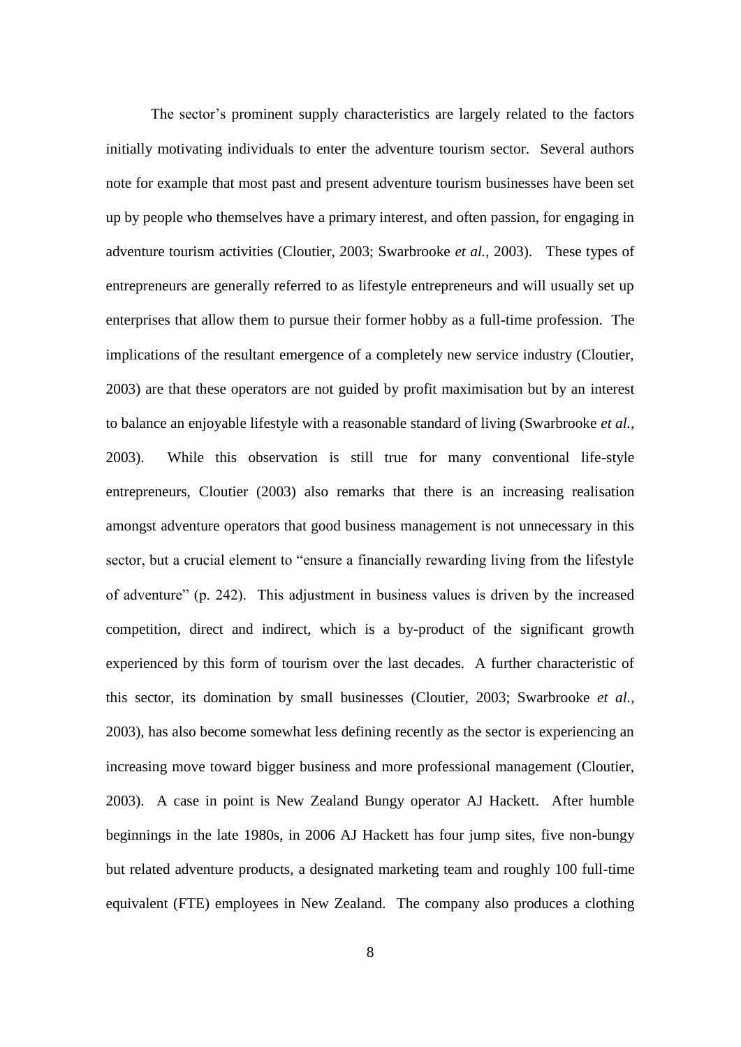The sector's prominent supply characteristics are largely related to the factors initially motivating individuals to enter the adventure tourism sector. Several authors note for example that most past and present adventure tourism businesses have been set up by people who themselves have a primary interest, and often passion, for engaging in adventure tourism activities (Cloutier, 2003; Swarbrooke *et al.*, 2003). These types of entrepreneurs are generally referred to as lifestyle entrepreneurs and will usually set up enterprises that allow them to pursue their former hobby as a full-time profession. The implications of the resultant emergence of a completely new service industry (Cloutier, 2003) are that these operators are not guided by profit maximisation but by an interest to balance an enjoyable lifestyle with a reasonable standard of living (Swarbrooke *et al.*, 2003). While this observation is still true for many conventional life-style entrepreneurs, Cloutier (2003) also remarks that there is an increasing realisation amongst adventure operators that good business management is not unnecessary in this sector, but a crucial element to "ensure a financially rewarding living from the lifestyle of adventure" (p. 242). This adjustment in business values is driven by the increased competition, direct and indirect, which is a by-product of the significant growth experienced by this form of tourism over the last decades. A further characteristic of this sector, its domination by small businesses (Cloutier, 2003; Swarbrooke *et al.*, 2003), has also become somewhat less defining recently as the sector is experiencing an increasing move toward bigger business and more professional management (Cloutier, 2003). A case in point is New Zealand Bungy operator AJ Hackett. After humble beginnings in the late 1980s, in 2006 AJ Hackett has four jump sites, five non-bungy but related adventure products, a designated marketing team and roughly 100 full-time equivalent (FTE) employees in New Zealand. The company also produces a clothing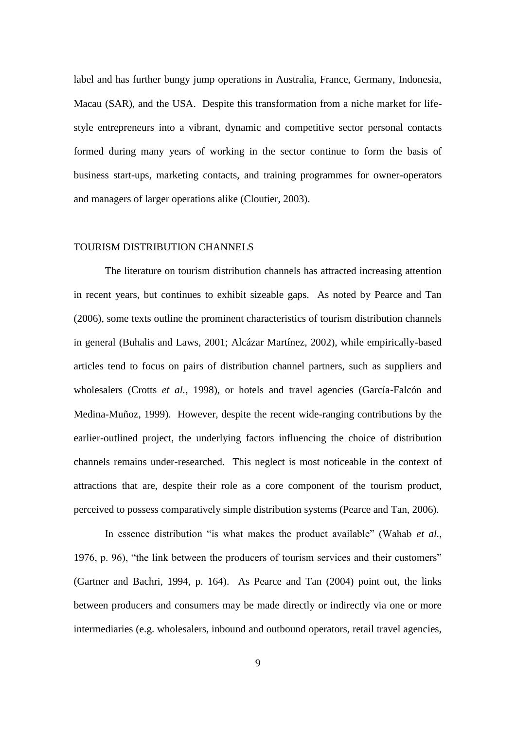label and has further bungy jump operations in Australia, France, Germany, Indonesia, Macau (SAR), and the USA. Despite this transformation from a niche market for life-style entrepreneurs into a vibrant, dynamic and competitive sector personal contacts formed during many years of working in the sector continue to form the basis of business start-ups, marketing contacts, and training programmes for owner-operators and managers of larger operations alike (Cloutier, 2003).

## TOURISM DISTRIBUTION CHANNELS

The literature on tourism distribution channels has attracted increasing attention in recent years, but continues to exhibit sizeable gaps. As noted by Pearce and Tan (2006), some texts outline the prominent characteristics of tourism distribution channels in general (Buhalis and Laws, 2001; Alcázar Martínez, 2002), while empirically-based articles tend to focus on pairs of distribution channel partners, such as suppliers and wholesalers (Crotts *et al.*, 1998), or hotels and travel agencies (García-Falcón and Medina-Muñoz, 1999). However, despite the recent wide-ranging contributions by the earlier-outlined project, the underlying factors influencing the choice of distribution channels remains under-researched. This neglect is most noticeable in the context of attractions that are, despite their role as a core component of the tourism product, perceived to possess comparatively simple distribution systems (Pearce and Tan, 2006).

In essence distribution "is what makes the product available" (Wahab *et al.*, 1976, p. 96), "the link between the producers of tourism services and their customers" (Gartner and Bachri, 1994, p. 164). As Pearce and Tan (2004) point out, the links between producers and consumers may be made directly or indirectly via one or more intermediaries (e.g. wholesalers, inbound and outbound operators, retail travel agencies,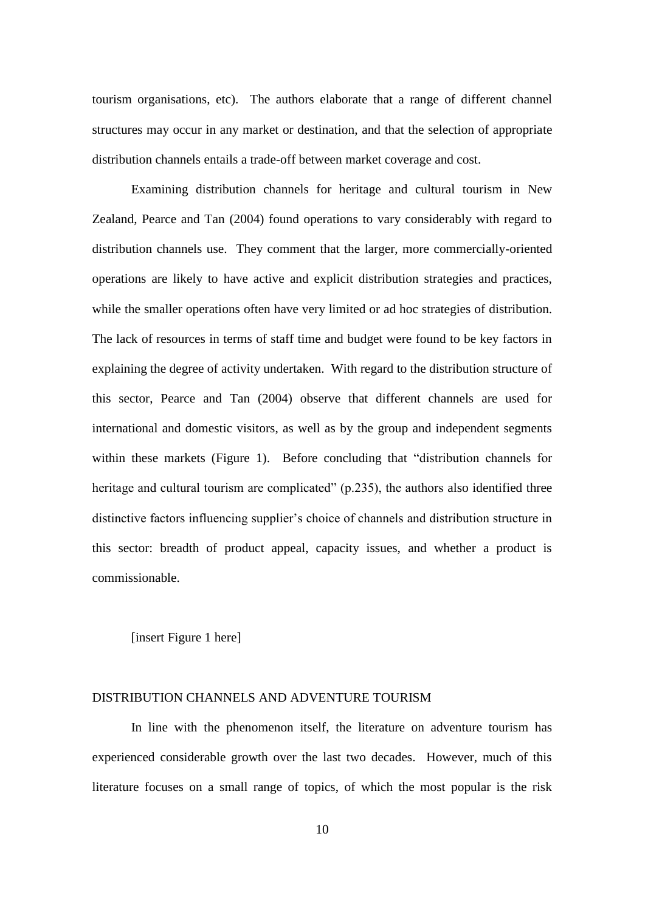tourism organisations, etc). The authors elaborate that a range of different channel structures may occur in any market or destination, and that the selection of appropriate distribution channels entails a trade-off between market coverage and cost.

Examining distribution channels for heritage and cultural tourism in New Zealand, Pearce and Tan (2004) found operations to vary considerably with regard to distribution channels use. They comment that the larger, more commercially-oriented operations are likely to have active and explicit distribution strategies and practices, while the smaller operations often have very limited or ad hoc strategies of distribution. The lack of resources in terms of staff time and budget were found to be key factors in explaining the degree of activity undertaken. With regard to the distribution structure of this sector, Pearce and Tan (2004) observe that different channels are used for international and domestic visitors, as well as by the group and independent segments within these markets (Figure 1). Before concluding that "distribution channels for heritage and cultural tourism are complicated" (p.235), the authors also identified three distinctive factors influencing supplier's choice of channels and distribution structure in this sector: breadth of product appeal, capacity issues, and whether a product is commissionable.

[insert Figure 1 here]

## DISTRIBUTION CHANNELS AND ADVENTURE TOURISM

In line with the phenomenon itself, the literature on adventure tourism has experienced considerable growth over the last two decades. However, much of this literature focuses on a small range of topics, of which the most popular is the risk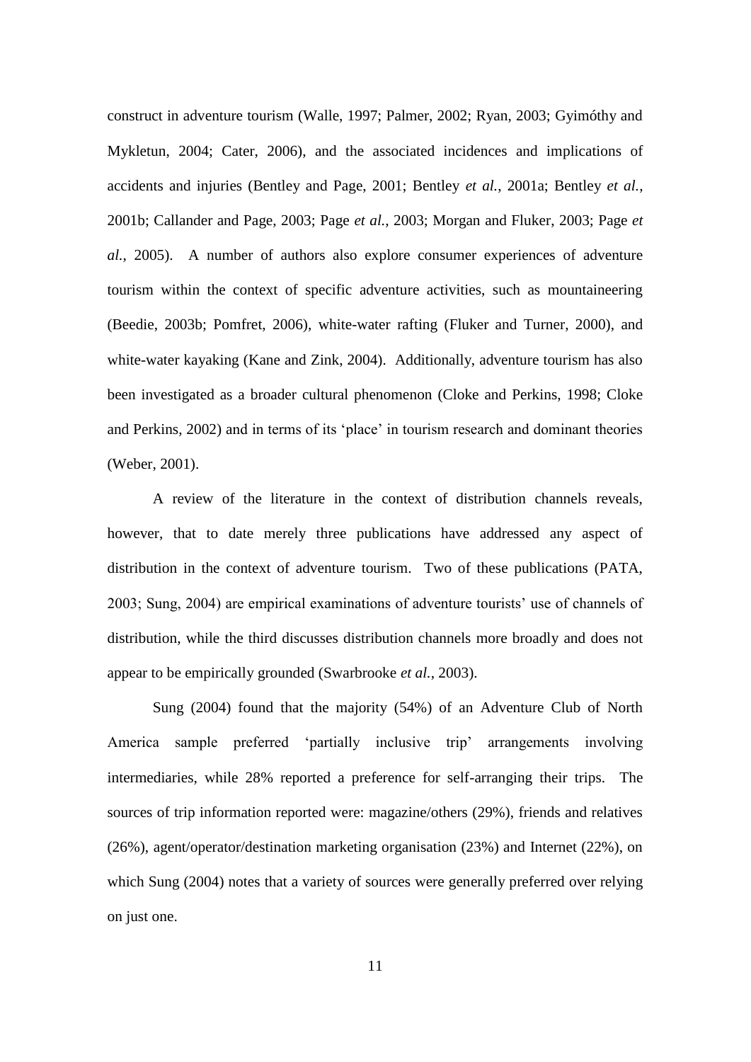construct in adventure tourism (Walle, 1997; Palmer, 2002; Ryan, 2003; Gyimóthy and Mykletun, 2004; Cater, 2006), and the associated incidences and implications of accidents and injuries (Bentley and Page, 2001; Bentley *et al.*, 2001a; Bentley *et al.*, 2001b; Callander and Page, 2003; Page *et al.*, 2003; Morgan and Fluker, 2003; Page *et al.*, 2005). A number of authors also explore consumer experiences of adventure tourism within the context of specific adventure activities, such as mountaineering (Beedie, 2003b; Pomfret, 2006), white-water rafting (Fluker and Turner, 2000), and white-water kayaking (Kane and Zink, 2004). Additionally, adventure tourism has also been investigated as a broader cultural phenomenon (Cloke and Perkins, 1998; Cloke and Perkins, 2002) and in terms of its 'place' in tourism research and dominant theories (Weber, 2001).

A review of the literature in the context of distribution channels reveals, however, that to date merely three publications have addressed any aspect of distribution in the context of adventure tourism. Two of these publications (PATA, 2003; Sung, 2004) are empirical examinations of adventure tourists' use of channels of distribution, while the third discusses distribution channels more broadly and does not appear to be empirically grounded (Swarbrooke *et al.*, 2003).

Sung (2004) found that the majority (54%) of an Adventure Club of North America sample preferred 'partially inclusive trip' arrangements involving intermediaries, while 28% reported a preference for self-arranging their trips. The sources of trip information reported were: magazine/others (29%), friends and relatives (26%), agent/operator/destination marketing organisation (23%) and Internet (22%), on which Sung (2004) notes that a variety of sources were generally preferred over relying on just one.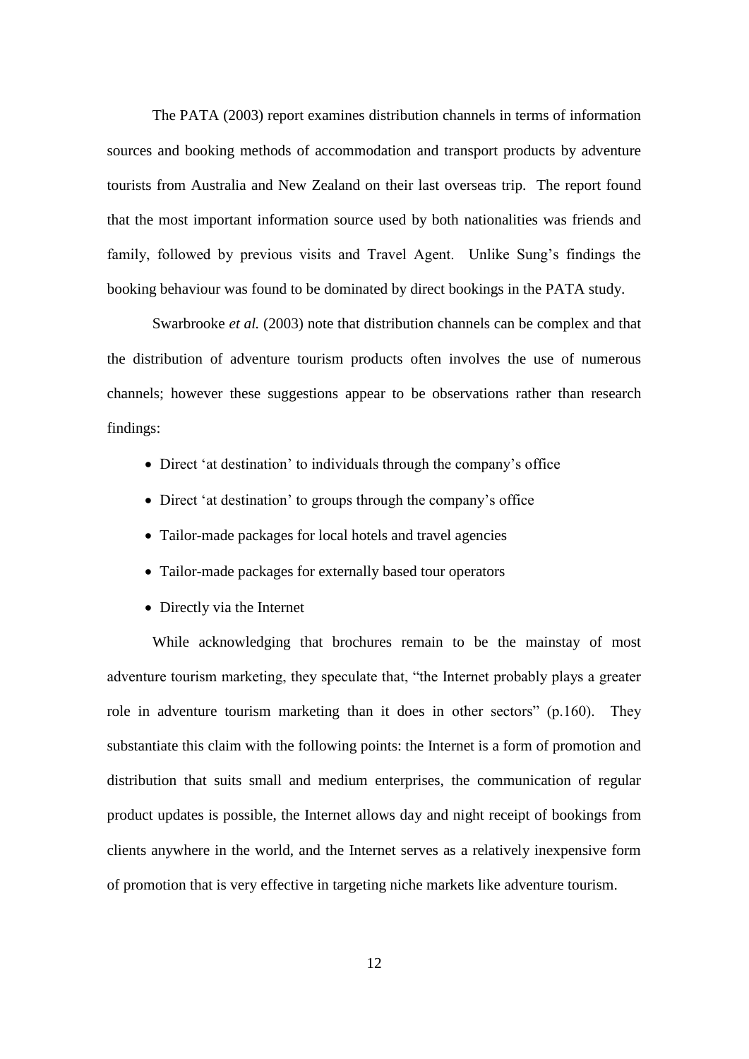The PATA (2003) report examines distribution channels in terms of information sources and booking methods of accommodation and transport products by adventure tourists from Australia and New Zealand on their last overseas trip. The report found that the most important information source used by both nationalities was friends and family, followed by previous visits and Travel Agent. Unlike Sung's findings the booking behaviour was found to be dominated by direct bookings in the PATA study.

Swarbrooke *et al.* (2003) note that distribution channels can be complex and that the distribution of adventure tourism products often involves the use of numerous channels; however these suggestions appear to be observations rather than research findings:

- Direct 'at destination' to individuals through the company's office
- Direct 'at destination' to groups through the company's office
- Tailor-made packages for local hotels and travel agencies
- Tailor-made packages for externally based tour operators
- Directly via the Internet

While acknowledging that brochures remain to be the mainstay of most adventure tourism marketing, they speculate that, "the Internet probably plays a greater role in adventure tourism marketing than it does in other sectors" (p.160). They substantiate this claim with the following points: the Internet is a form of promotion and distribution that suits small and medium enterprises, the communication of regular product updates is possible, the Internet allows day and night receipt of bookings from clients anywhere in the world, and the Internet serves as a relatively inexpensive form of promotion that is very effective in targeting niche markets like adventure tourism.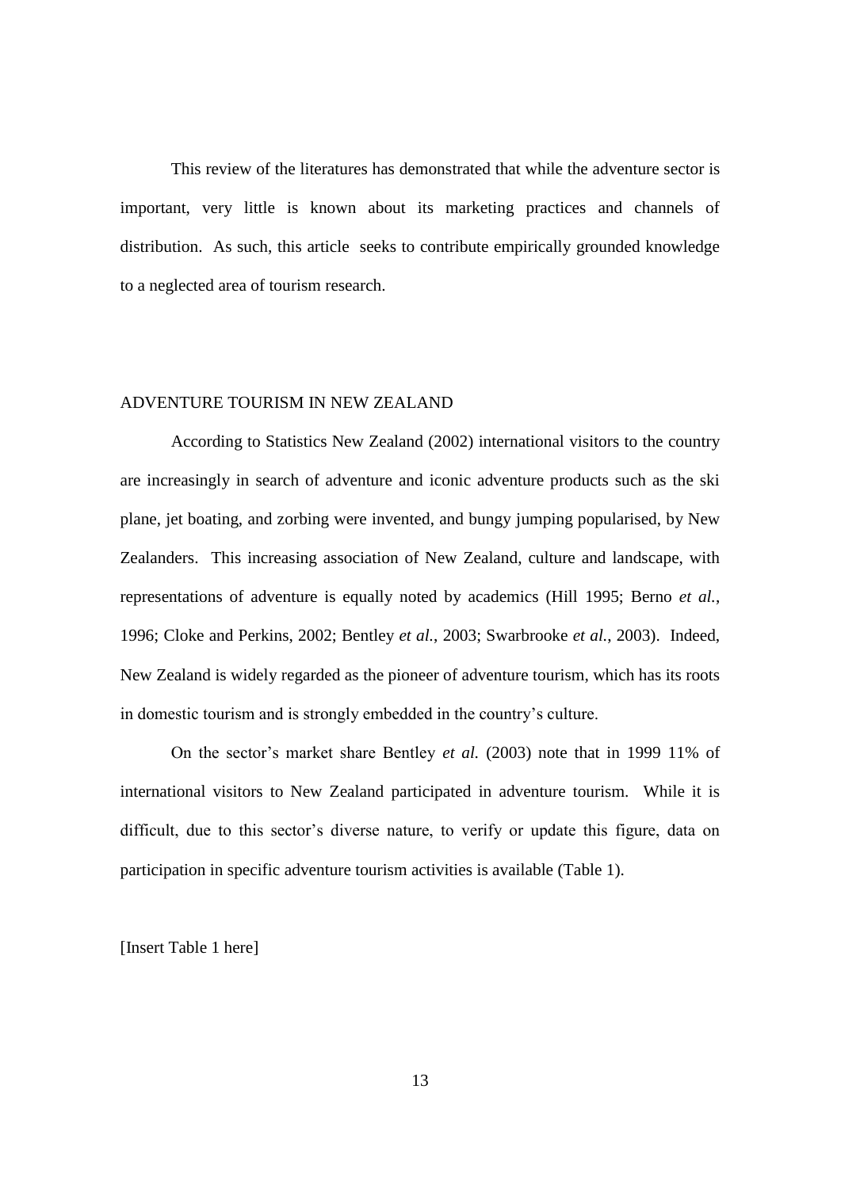This review of the literatures has demonstrated that while the adventure sector is important, very little is known about its marketing practices and channels of distribution. As such, this article seeks to contribute empirically grounded knowledge to a neglected area of tourism research.

## ADVENTURE TOURISM IN NEW ZEALAND

According to Statistics New Zealand (2002) international visitors to the country are increasingly in search of adventure and iconic adventure products such as the ski plane, jet boating, and zorbing were invented, and bungy jumping popularised, by New Zealanders. This increasing association of New Zealand, culture and landscape, with representations of adventure is equally noted by academics (Hill 1995; Berno *et al.*, 1996; Cloke and Perkins, 2002; Bentley *et al.*, 2003; Swarbrooke *et al.*, 2003). Indeed, New Zealand is widely regarded as the pioneer of adventure tourism, which has its roots in domestic tourism and is strongly embedded in the country's culture.

On the sector's market share Bentley *et al.* (2003) note that in 1999 11% of international visitors to New Zealand participated in adventure tourism. While it is difficult, due to this sector's diverse nature, to verify or update this figure, data on participation in specific adventure tourism activities is available (Table 1).

[Insert Table 1 here]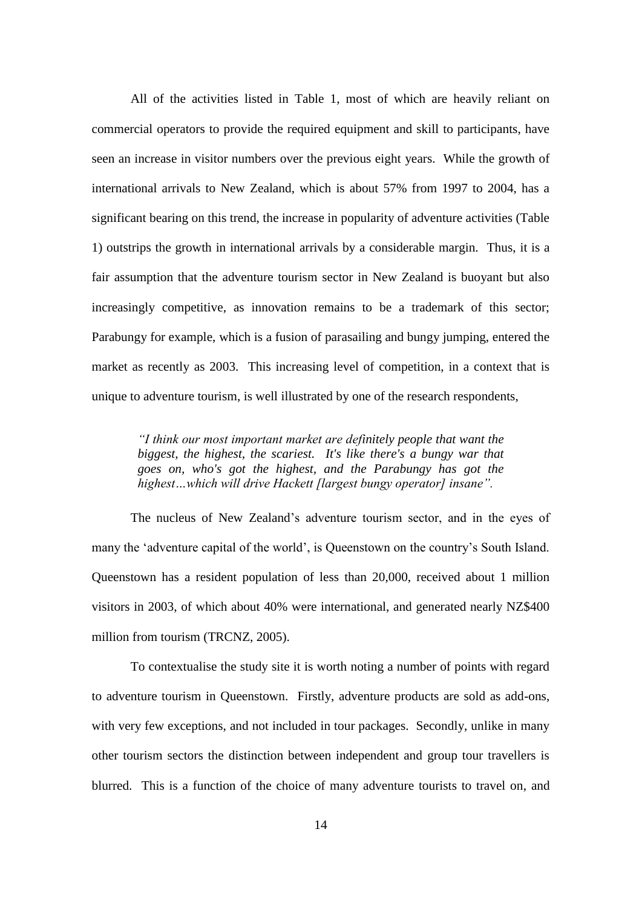All of the activities listed in Table 1, most of which are heavily reliant on commercial operators to provide the required equipment and skill to participants, have seen an increase in visitor numbers over the previous eight years. While the growth of international arrivals to New Zealand, which is about 57% from 1997 to 2004, has a significant bearing on this trend, the increase in popularity of adventure activities (Table 1) outstrips the growth in international arrivals by a considerable margin. Thus, it is a fair assumption that the adventure tourism sector in New Zealand is buoyant but also increasingly competitive, as innovation remains to be a trademark of this sector; Parabungy for example, which is a fusion of parasailing and bungy jumping, entered the market as recently as 2003. This increasing level of competition, in a context that is unique to adventure tourism, is well illustrated by one of the research respondents,

> *"I think our most important market are definitely people that want the biggest, the highest, the scariest. It's like there's a bungy war that goes on, who's got the highest, and the Parabungy has got the highest…which will drive Hackett [largest bungy operator] insane".*

The nucleus of New Zealand's adventure tourism sector, and in the eyes of many the 'adventure capital of the world', is Queenstown on the country's South Island. Queenstown has a resident population of less than 20,000, received about 1 million visitors in 2003, of which about 40% were international, and generated nearly NZ$400 million from tourism (TRCNZ, 2005).

To contextualise the study site it is worth noting a number of points with regard to adventure tourism in Queenstown. Firstly, adventure products are sold as add-ons, with very few exceptions, and not included in tour packages. Secondly, unlike in many other tourism sectors the distinction between independent and group tour travellers is blurred. This is a function of the choice of many adventure tourists to travel on, and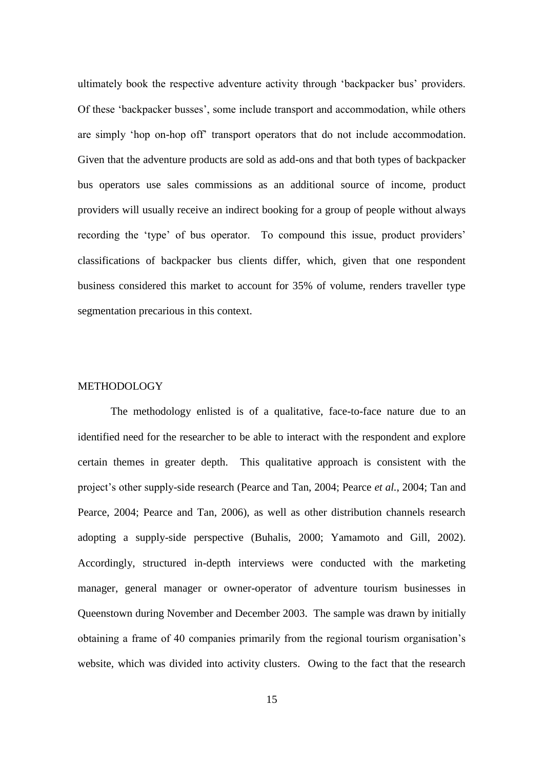ultimately book the respective adventure activity through 'backpacker bus' providers. Of these 'backpacker busses', some include transport and accommodation, while others are simply 'hop on-hop off' transport operators that do not include accommodation. Given that the adventure products are sold as add-ons and that both types of backpacker bus operators use sales commissions as an additional source of income, product providers will usually receive an indirect booking for a group of people without always recording the 'type' of bus operator. To compound this issue, product providers' classifications of backpacker bus clients differ, which, given that one respondent business considered this market to account for 35% of volume, renders traveller type segmentation precarious in this context.

## METHODOLOGY

The methodology enlisted is of a qualitative, face-to-face nature due to an identified need for the researcher to be able to interact with the respondent and explore certain themes in greater depth. This qualitative approach is consistent with the project's other supply-side research (Pearce and Tan, 2004; Pearce *et al.*, 2004; Tan and Pearce, 2004; Pearce and Tan, 2006), as well as other distribution channels research adopting a supply-side perspective (Buhalis, 2000; Yamamoto and Gill, 2002). Accordingly, structured in-depth interviews were conducted with the marketing manager, general manager or owner-operator of adventure tourism businesses in Queenstown during November and December 2003. The sample was drawn by initially obtaining a frame of 40 companies primarily from the regional tourism organisation's website, which was divided into activity clusters. Owing to the fact that the research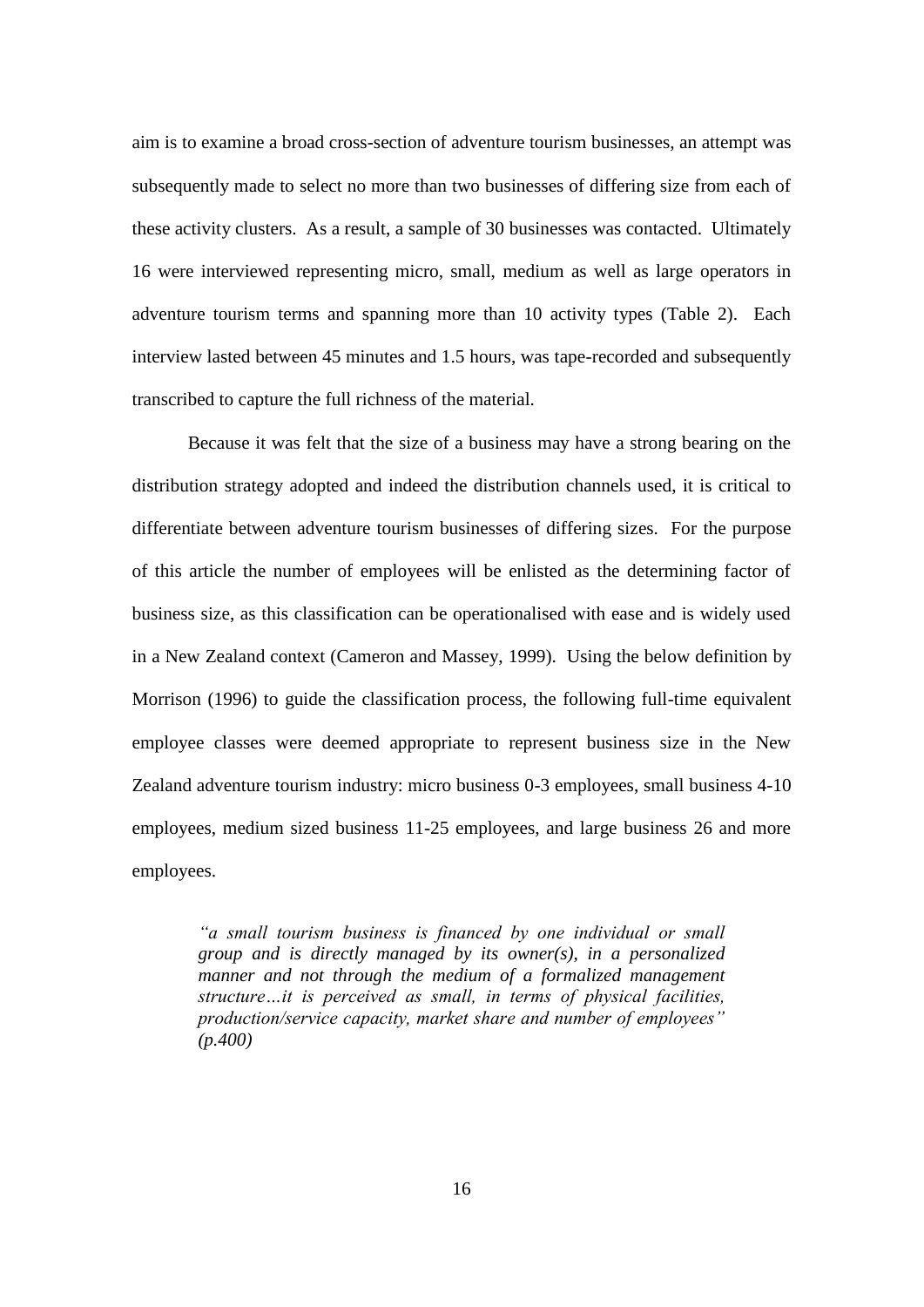aim is to examine a broad cross-section of adventure tourism businesses, an attempt was subsequently made to select no more than two businesses of differing size from each of these activity clusters. As a result, a sample of 30 businesses was contacted. Ultimately 16 were interviewed representing micro, small, medium as well as large operators in adventure tourism terms and spanning more than 10 activity types (Table 2). Each interview lasted between 45 minutes and 1.5 hours, was tape-recorded and subsequently transcribed to capture the full richness of the material.

Because it was felt that the size of a business may have a strong bearing on the distribution strategy adopted and indeed the distribution channels used, it is critical to differentiate between adventure tourism businesses of differing sizes. For the purpose of this article the number of employees will be enlisted as the determining factor of business size, as this classification can be operationalised with ease and is widely used in a New Zealand context (Cameron and Massey, 1999). Using the below definition by Morrison (1996) to guide the classification process, the following full-time equivalent employee classes were deemed appropriate to represent business size in the New Zealand adventure tourism industry: micro business 0-3 employees, small business 4-10 employees, medium sized business 11-25 employees, and large business 26 and more employees.

> *"a small tourism business is financed by one individual or small group and is directly managed by its owner(s), in a personalized manner and not through the medium of a formalized management structure…it is perceived as small, in terms of physical facilities, production/service capacity, market share and number of employees" (p.400)*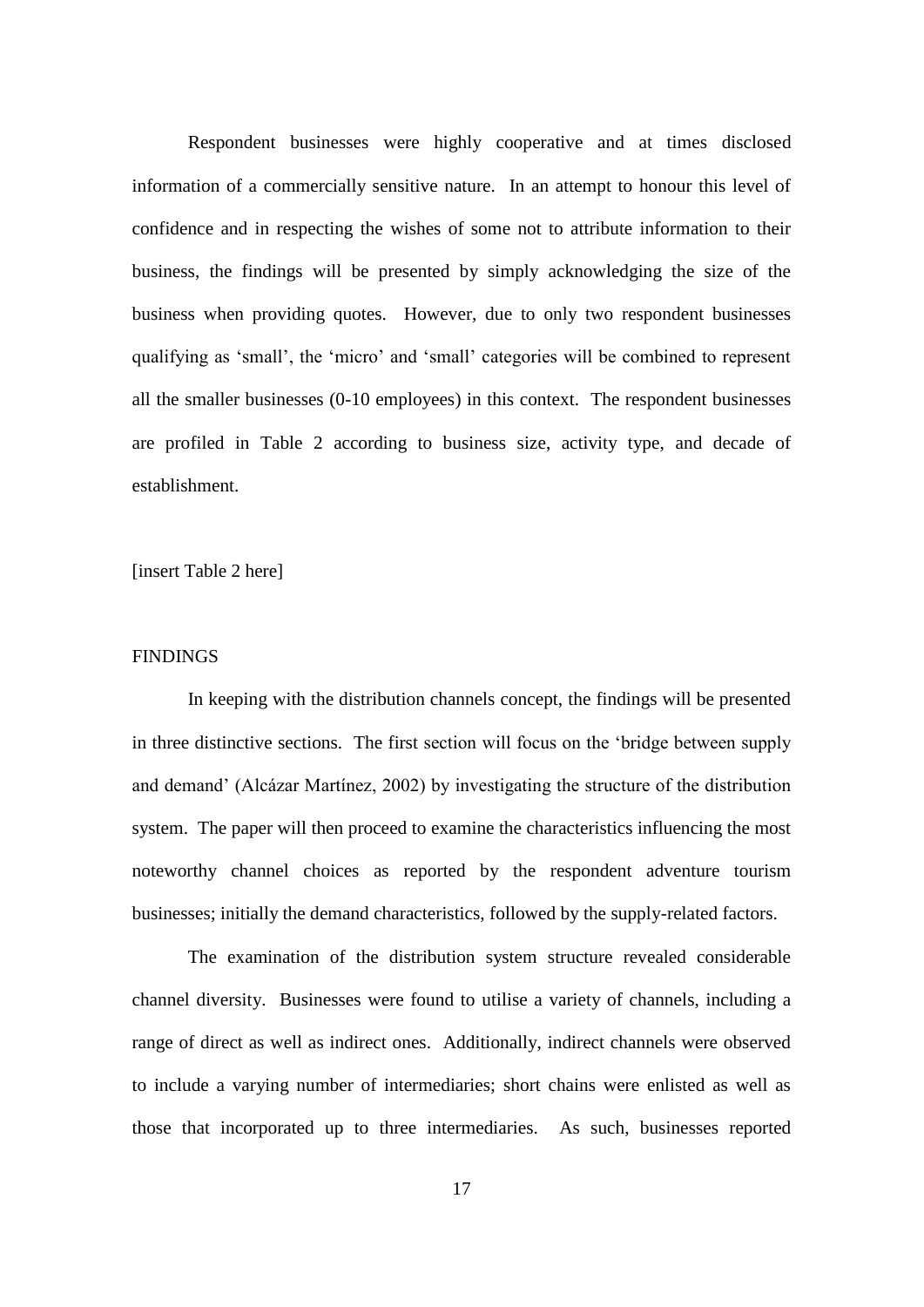Respondent businesses were highly cooperative and at times disclosed information of a commercially sensitive nature. In an attempt to honour this level of confidence and in respecting the wishes of some not to attribute information to their business, the findings will be presented by simply acknowledging the size of the business when providing quotes. However, due to only two respondent businesses qualifying as 'small', the 'micro' and 'small' categories will be combined to represent all the smaller businesses (0-10 employees) in this context. The respondent businesses are profiled in Table 2 according to business size, activity type, and decade of establishment.

[insert Table 2 here]

## FINDINGS

In keeping with the distribution channels concept, the findings will be presented in three distinctive sections. The first section will focus on the 'bridge between supply and demand' (Alcázar Martínez, 2002) by investigating the structure of the distribution system. The paper will then proceed to examine the characteristics influencing the most noteworthy channel choices as reported by the respondent adventure tourism businesses; initially the demand characteristics, followed by the supply-related factors.

The examination of the distribution system structure revealed considerable channel diversity. Businesses were found to utilise a variety of channels, including a range of direct as well as indirect ones. Additionally, indirect channels were observed to include a varying number of intermediaries; short chains were enlisted as well as those that incorporated up to three intermediaries. As such, businesses reported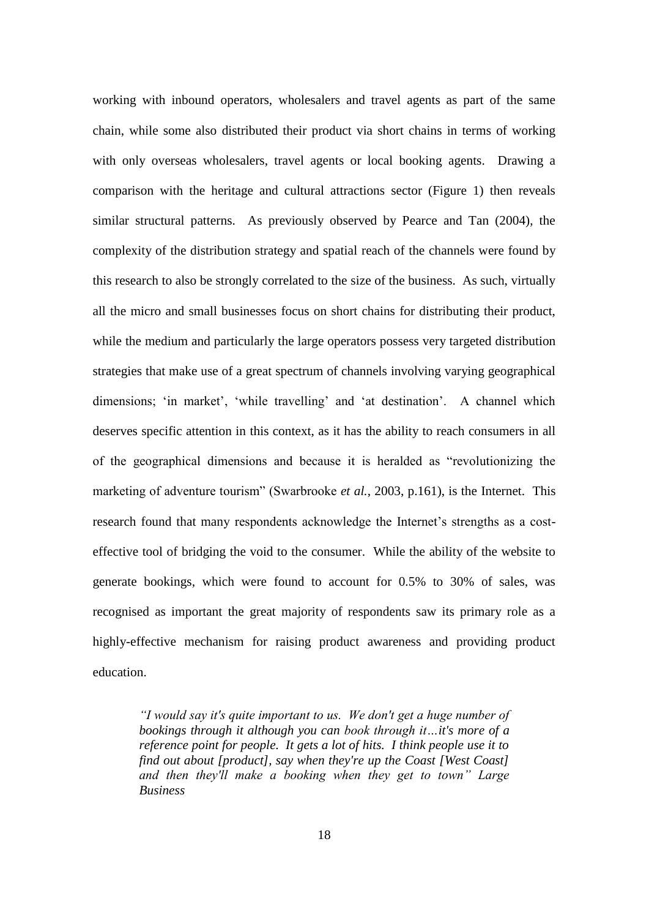working with inbound operators, wholesalers and travel agents as part of the same chain, while some also distributed their product via short chains in terms of working with only overseas wholesalers, travel agents or local booking agents. Drawing a comparison with the heritage and cultural attractions sector (Figure 1) then reveals similar structural patterns. As previously observed by Pearce and Tan (2004), the complexity of the distribution strategy and spatial reach of the channels were found by this research to also be strongly correlated to the size of the business. As such, virtually all the micro and small businesses focus on short chains for distributing their product, while the medium and particularly the large operators possess very targeted distribution strategies that make use of a great spectrum of channels involving varying geographical dimensions; 'in market', 'while travelling' and 'at destination'. A channel which deserves specific attention in this context, as it has the ability to reach consumers in all of the geographical dimensions and because it is heralded as "revolutionizing the marketing of adventure tourism" (Swarbrooke *et al.*, 2003, p.161), is the Internet. This research found that many respondents acknowledge the Internet's strengths as a cost-effective tool of bridging the void to the consumer. While the ability of the website to generate bookings, which were found to account for 0.5% to 30% of sales, was recognised as important the great majority of respondents saw its primary role as a highly-effective mechanism for raising product awareness and providing product education.

> *"I would say it's quite important to us. We don't get a huge number of bookings through it although you can book through it…it's more of a reference point for people. It gets a lot of hits. I think people use it to find out about [product], say when they're up the Coast [West Coast] and then they'll make a booking when they get to town" Large Business*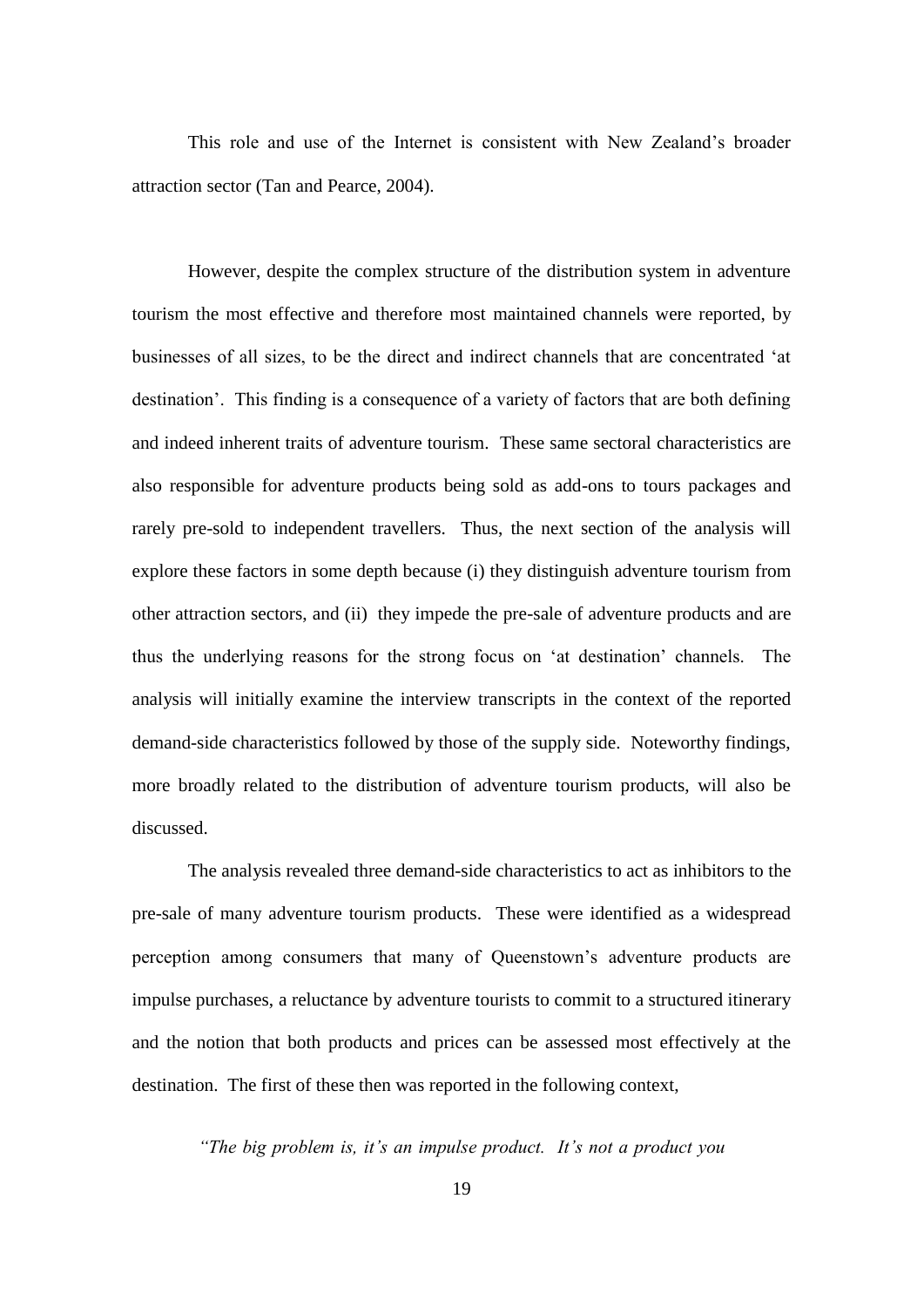This role and use of the Internet is consistent with New Zealand's broader attraction sector (Tan and Pearce, 2004).

However, despite the complex structure of the distribution system in adventure tourism the most effective and therefore most maintained channels were reported, by businesses of all sizes, to be the direct and indirect channels that are concentrated 'at destination'. This finding is a consequence of a variety of factors that are both defining and indeed inherent traits of adventure tourism. These same sectoral characteristics are also responsible for adventure products being sold as add-ons to tours packages and rarely pre-sold to independent travellers. Thus, the next section of the analysis will explore these factors in some depth because (i) they distinguish adventure tourism from other attraction sectors, and (ii) they impede the pre-sale of adventure products and are thus the underlying reasons for the strong focus on 'at destination' channels. The analysis will initially examine the interview transcripts in the context of the reported demand-side characteristics followed by those of the supply side. Noteworthy findings, more broadly related to the distribution of adventure tourism products, will also be discussed.

The analysis revealed three demand-side characteristics to act as inhibitors to the pre-sale of many adventure tourism products. These were identified as a widespread perception among consumers that many of Queenstown's adventure products are impulse purchases, a reluctance by adventure tourists to commit to a structured itinerary and the notion that both products and prices can be assessed most effectively at the destination. The first of these then was reported in the following context,

*"The big problem is, it's an impulse product. It's not a product you*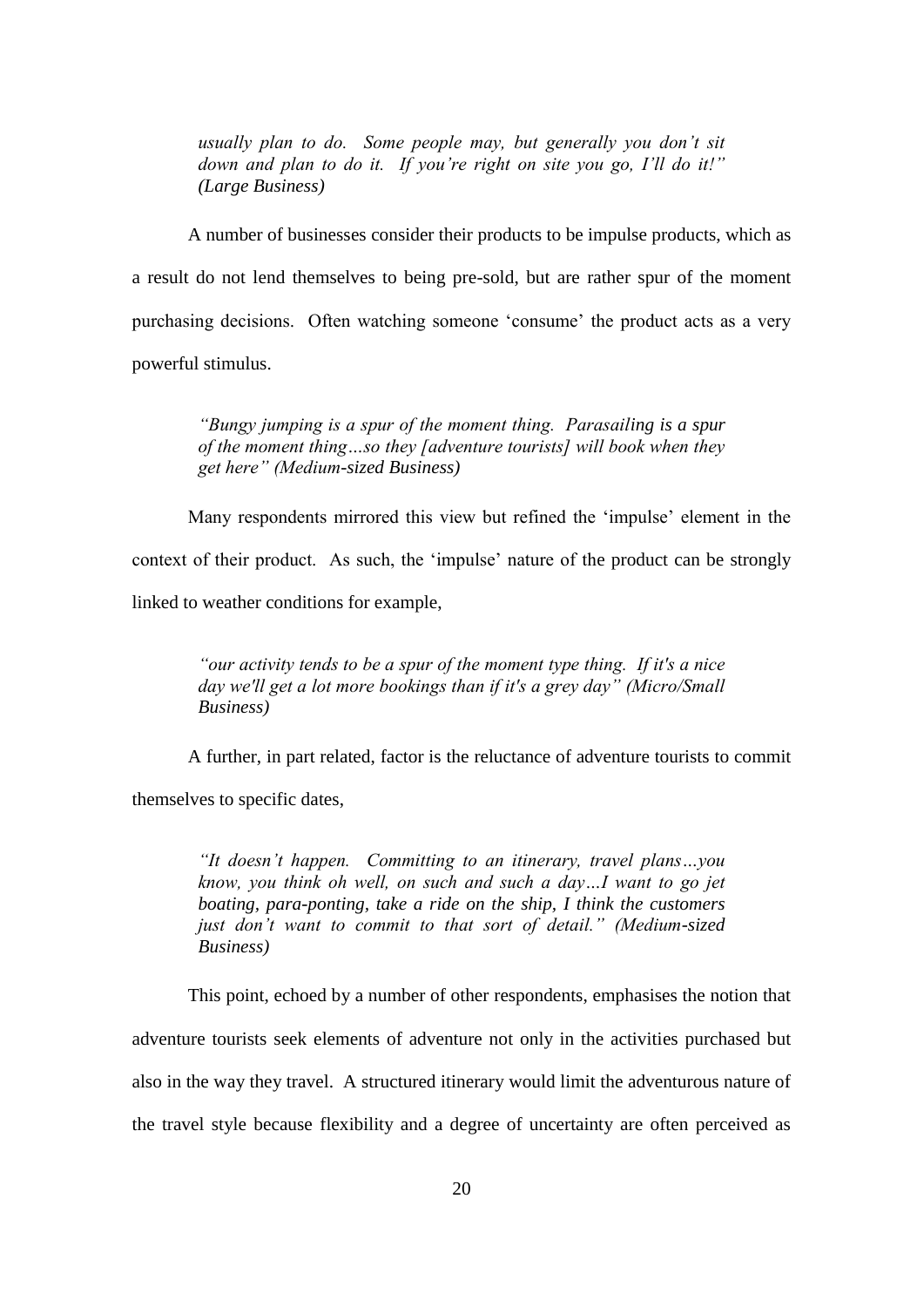> *usually plan to do. Some people may, but generally you don't sit down and plan to do it. If you're right on site you go, I'll do it!" (Large Business)*

A number of businesses consider their products to be impulse products, which as a result do not lend themselves to being pre-sold, but are rather spur of the moment purchasing decisions. Often watching someone 'consume' the product acts as a very powerful stimulus.

> *"Bungy jumping is a spur of the moment thing. Parasailing is a spur of the moment thing…so they [adventure tourists] will book when they get here" (Medium-sized Business)*

Many respondents mirrored this view but refined the 'impulse' element in the context of their product. As such, the 'impulse' nature of the product can be strongly linked to weather conditions for example,

> *"our activity tends to be a spur of the moment type thing. If it's a nice day we'll get a lot more bookings than if it's a grey day" (Micro/Small Business)*

A further, in part related, factor is the reluctance of adventure tourists to commit themselves to specific dates,

> *"It doesn't happen. Committing to an itinerary, travel plans…you know, you think oh well, on such and such a day…I want to go jet boating, para-ponting, take a ride on the ship, I think the customers just don't want to commit to that sort of detail." (Medium-sized Business)*

This point, echoed by a number of other respondents, emphasises the notion that adventure tourists seek elements of adventure not only in the activities purchased but also in the way they travel. A structured itinerary would limit the adventurous nature of the travel style because flexibility and a degree of uncertainty are often perceived as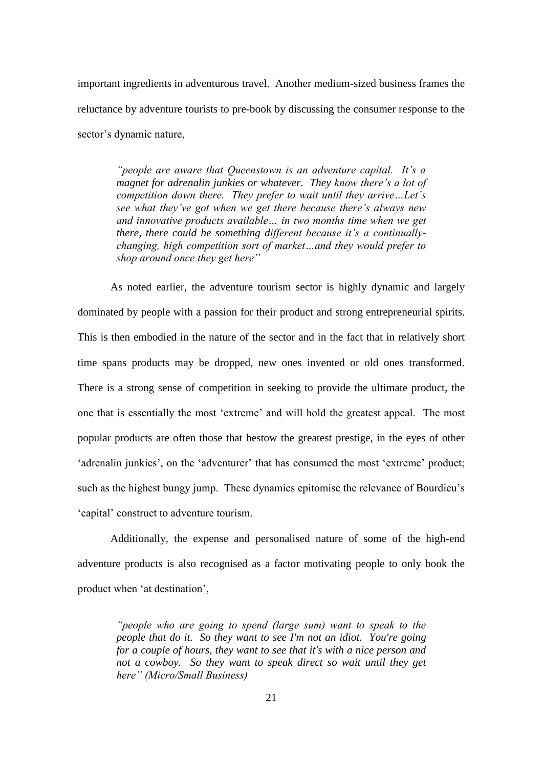important ingredients in adventurous travel. Another medium-sized business frames the reluctance by adventure tourists to pre-book by discussing the consumer response to the sector's dynamic nature,

> *"people are aware that Queenstown is an adventure capital. It's a magnet for adrenalin junkies or whatever. They know there's a lot of competition down there. They prefer to wait until they arrive…Let's see what they've got when we get there because there's always new and innovative products available… in two months time when we get there, there could be something different because it's a continually-changing, high competition sort of market…and they would prefer to shop around once they get here"*

As noted earlier, the adventure tourism sector is highly dynamic and largely dominated by people with a passion for their product and strong entrepreneurial spirits. This is then embodied in the nature of the sector and in the fact that in relatively short time spans products may be dropped, new ones invented or old ones transformed. There is a strong sense of competition in seeking to provide the ultimate product, the one that is essentially the most 'extreme' and will hold the greatest appeal. The most popular products are often those that bestow the greatest prestige, in the eyes of other 'adrenalin junkies', on the 'adventurer' that has consumed the most 'extreme' product; such as the highest bungy jump. These dynamics epitomise the relevance of Bourdieu's 'capital' construct to adventure tourism.

Additionally, the expense and personalised nature of some of the high-end adventure products is also recognised as a factor motivating people to only book the product when 'at destination',

> *"people who are going to spend (large sum) want to speak to the people that do it. So they want to see I'm not an idiot. You're going for a couple of hours, they want to see that it's with a nice person and not a cowboy. So they want to speak direct so wait until they get here" (Micro/Small Business)*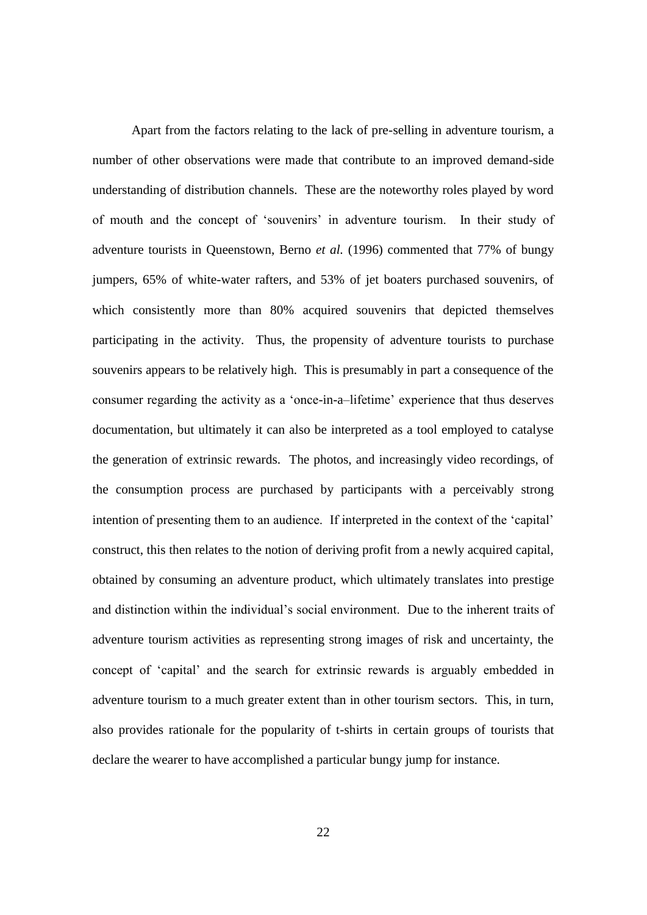Apart from the factors relating to the lack of pre-selling in adventure tourism, a number of other observations were made that contribute to an improved demand-side understanding of distribution channels. These are the noteworthy roles played by word of mouth and the concept of 'souvenirs' in adventure tourism. In their study of adventure tourists in Queenstown, Berno *et al.* (1996) commented that 77% of bungy jumpers, 65% of white-water rafters, and 53% of jet boaters purchased souvenirs, of which consistently more than 80% acquired souvenirs that depicted themselves participating in the activity. Thus, the propensity of adventure tourists to purchase souvenirs appears to be relatively high. This is presumably in part a consequence of the consumer regarding the activity as a 'once-in-a–lifetime' experience that thus deserves documentation, but ultimately it can also be interpreted as a tool employed to catalyse the generation of extrinsic rewards. The photos, and increasingly video recordings, of the consumption process are purchased by participants with a perceivably strong intention of presenting them to an audience. If interpreted in the context of the 'capital' construct, this then relates to the notion of deriving profit from a newly acquired capital, obtained by consuming an adventure product, which ultimately translates into prestige and distinction within the individual's social environment. Due to the inherent traits of adventure tourism activities as representing strong images of risk and uncertainty, the concept of 'capital' and the search for extrinsic rewards is arguably embedded in adventure tourism to a much greater extent than in other tourism sectors. This, in turn, also provides rationale for the popularity of t-shirts in certain groups of tourists that declare the wearer to have accomplished a particular bungy jump for instance.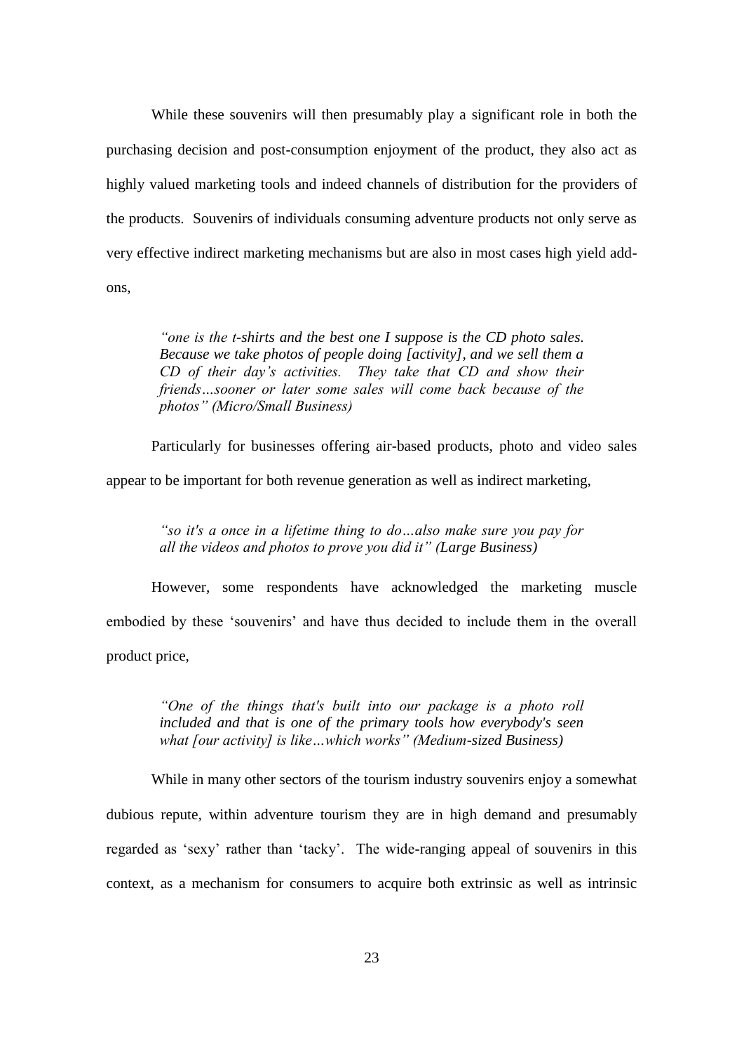While these souvenirs will then presumably play a significant role in both the purchasing decision and post-consumption enjoyment of the product, they also act as highly valued marketing tools and indeed channels of distribution for the providers of the products. Souvenirs of individuals consuming adventure products not only serve as very effective indirect marketing mechanisms but are also in most cases high yield add-ons,

> *"one is the t-shirts and the best one I suppose is the CD photo sales. Because we take photos of people doing [activity], and we sell them a CD of their day's activities. They take that CD and show their friends…sooner or later some sales will come back because of the photos" (Micro/Small Business)*

Particularly for businesses offering air-based products, photo and video sales appear to be important for both revenue generation as well as indirect marketing,

> *"so it's a once in a lifetime thing to do…also make sure you pay for all the videos and photos to prove you did it" (Large Business)*

However, some respondents have acknowledged the marketing muscle embodied by these 'souvenirs' and have thus decided to include them in the overall product price,

> *"One of the things that's built into our package is a photo roll included and that is one of the primary tools how everybody's seen what [our activity] is like…which works" (Medium-sized Business)*

While in many other sectors of the tourism industry souvenirs enjoy a somewhat dubious repute, within adventure tourism they are in high demand and presumably regarded as 'sexy' rather than 'tacky'. The wide-ranging appeal of souvenirs in this context, as a mechanism for consumers to acquire both extrinsic as well as intrinsic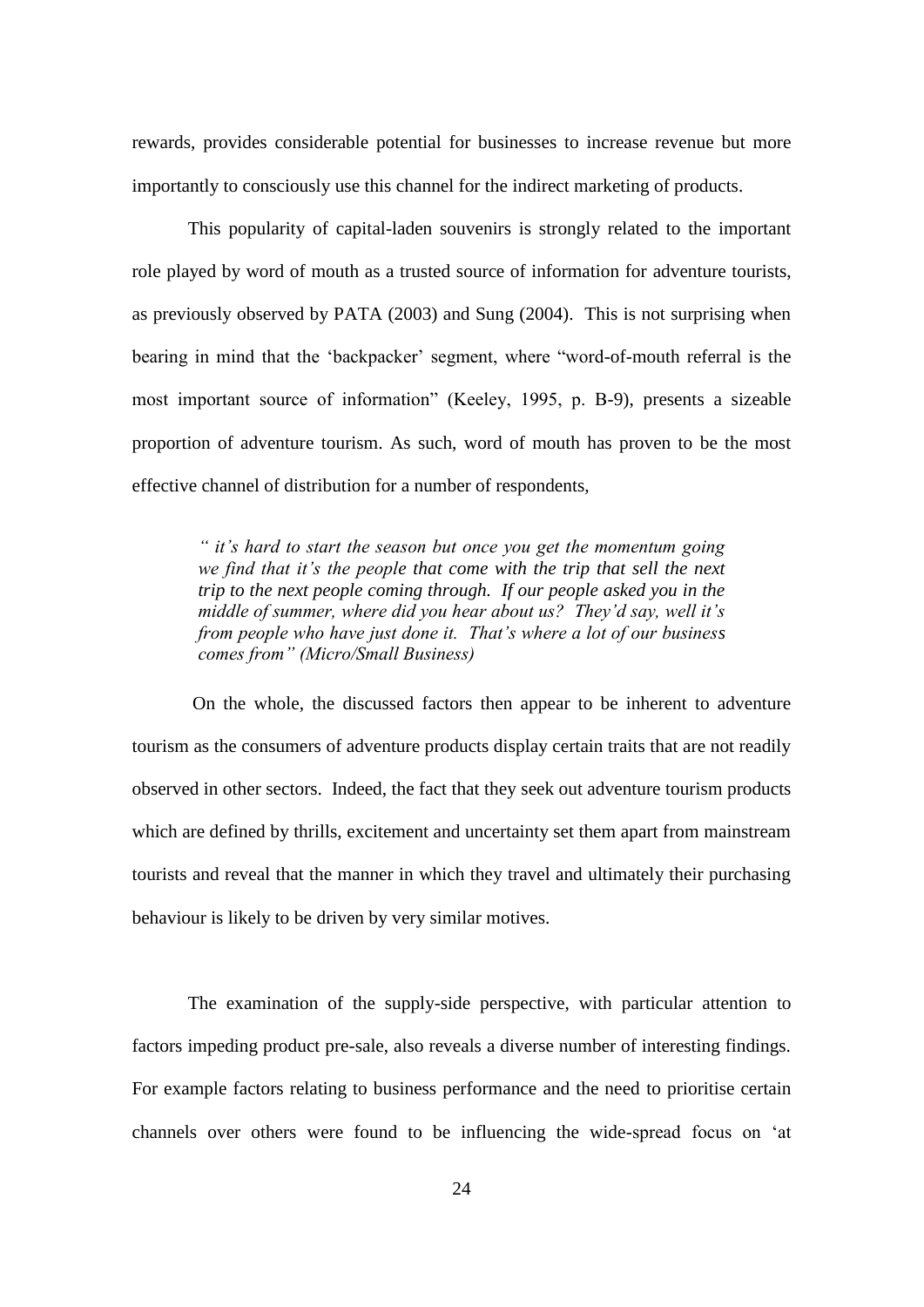rewards, provides considerable potential for businesses to increase revenue but more importantly to consciously use this channel for the indirect marketing of products.

This popularity of capital-laden souvenirs is strongly related to the important role played by word of mouth as a trusted source of information for adventure tourists, as previously observed by PATA (2003) and Sung (2004). This is not surprising when bearing in mind that the 'backpacker' segment, where "word-of-mouth referral is the most important source of information" (Keeley, 1995, p. B-9), presents a sizeable proportion of adventure tourism. As such, word of mouth has proven to be the most effective channel of distribution for a number of respondents,

> *" it's hard to start the season but once you get the momentum going we find that it's the people that come with the trip that sell the next trip to the next people coming through. If our people asked you in the middle of summer, where did you hear about us? They'd say, well it's from people who have just done it. That's where a lot of our business comes from" (Micro/Small Business)*

On the whole, the discussed factors then appear to be inherent to adventure tourism as the consumers of adventure products display certain traits that are not readily observed in other sectors. Indeed, the fact that they seek out adventure tourism products which are defined by thrills, excitement and uncertainty set them apart from mainstream tourists and reveal that the manner in which they travel and ultimately their purchasing behaviour is likely to be driven by very similar motives.

The examination of the supply-side perspective, with particular attention to factors impeding product pre-sale, also reveals a diverse number of interesting findings. For example factors relating to business performance and the need to prioritise certain channels over others were found to be influencing the wide-spread focus on 'at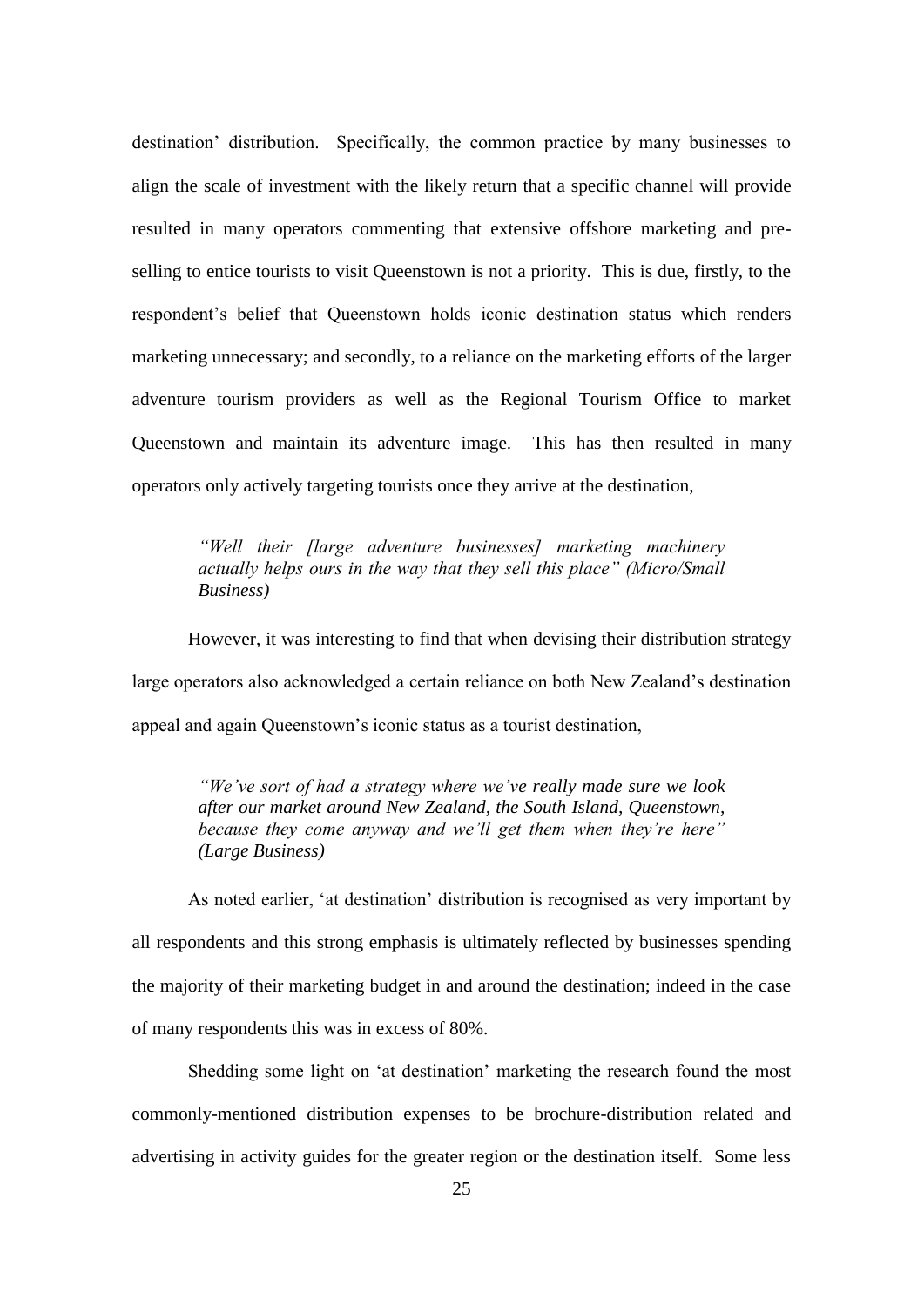destination' distribution. Specifically, the common practice by many businesses to align the scale of investment with the likely return that a specific channel will provide resulted in many operators commenting that extensive offshore marketing and pre-selling to entice tourists to visit Queenstown is not a priority. This is due, firstly, to the respondent's belief that Queenstown holds iconic destination status which renders marketing unnecessary; and secondly, to a reliance on the marketing efforts of the larger adventure tourism providers as well as the Regional Tourism Office to market Queenstown and maintain its adventure image. This has then resulted in many operators only actively targeting tourists once they arrive at the destination,

> *"Well their [large adventure businesses] marketing machinery actually helps ours in the way that they sell this place" (Micro/Small Business)*

However, it was interesting to find that when devising their distribution strategy large operators also acknowledged a certain reliance on both New Zealand's destination appeal and again Queenstown's iconic status as a tourist destination,

> *"We've sort of had a strategy where we've really made sure we look after our market around New Zealand, the South Island, Queenstown, because they come anyway and we'll get them when they're here" (Large Business)*

As noted earlier, 'at destination' distribution is recognised as very important by all respondents and this strong emphasis is ultimately reflected by businesses spending the majority of their marketing budget in and around the destination; indeed in the case of many respondents this was in excess of 80%.

Shedding some light on 'at destination' marketing the research found the most commonly-mentioned distribution expenses to be brochure-distribution related and advertising in activity guides for the greater region or the destination itself. Some less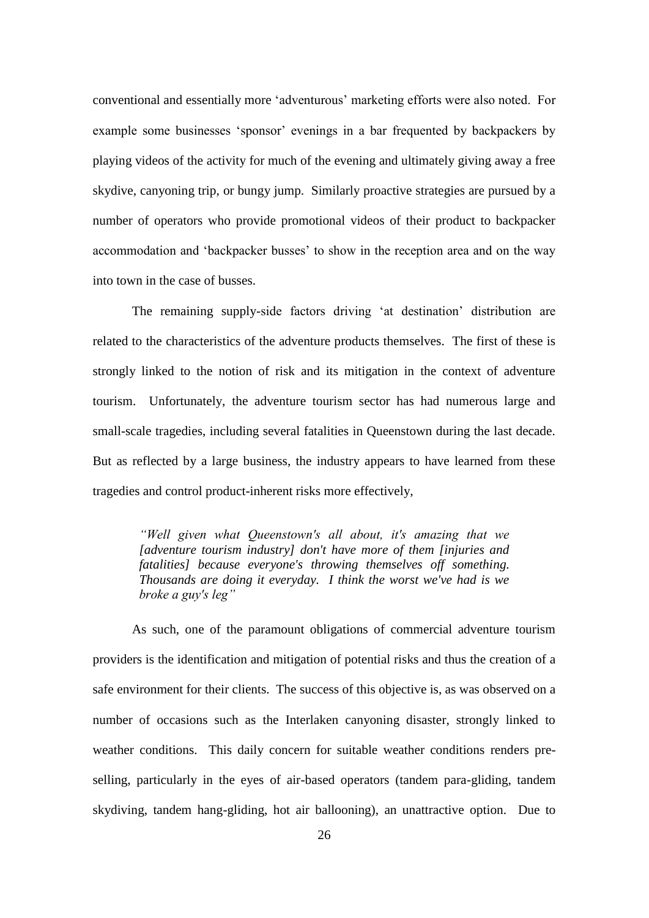conventional and essentially more 'adventurous' marketing efforts were also noted. For example some businesses 'sponsor' evenings in a bar frequented by backpackers by playing videos of the activity for much of the evening and ultimately giving away a free skydive, canyoning trip, or bungy jump. Similarly proactive strategies are pursued by a number of operators who provide promotional videos of their product to backpacker accommodation and 'backpacker busses' to show in the reception area and on the way into town in the case of busses.

The remaining supply-side factors driving 'at destination' distribution are related to the characteristics of the adventure products themselves. The first of these is strongly linked to the notion of risk and its mitigation in the context of adventure tourism. Unfortunately, the adventure tourism sector has had numerous large and small-scale tragedies, including several fatalities in Queenstown during the last decade. But as reflected by a large business, the industry appears to have learned from these tragedies and control product-inherent risks more effectively,

> *"Well given what Queenstown's all about, it's amazing that we [adventure tourism industry] don't have more of them [injuries and fatalities] because everyone's throwing themselves off something. Thousands are doing it everyday. I think the worst we've had is we broke a guy's leg"*

As such, one of the paramount obligations of commercial adventure tourism providers is the identification and mitigation of potential risks and thus the creation of a safe environment for their clients. The success of this objective is, as was observed on a number of occasions such as the Interlaken canyoning disaster, strongly linked to weather conditions. This daily concern for suitable weather conditions renders pre-selling, particularly in the eyes of air-based operators (tandem para-gliding, tandem skydiving, tandem hang-gliding, hot air ballooning), an unattractive option. Due to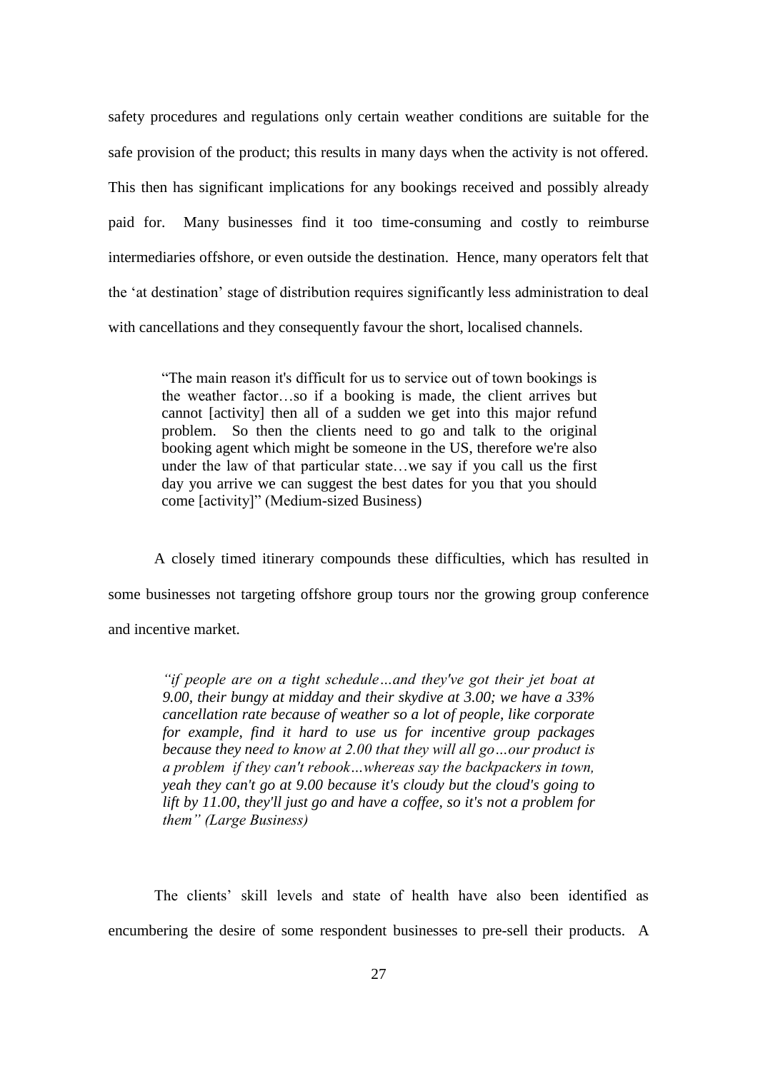safety procedures and regulations only certain weather conditions are suitable for the safe provision of the product; this results in many days when the activity is not offered. This then has significant implications for any bookings received and possibly already paid for. Many businesses find it too time-consuming and costly to reimburse intermediaries offshore, or even outside the destination. Hence, many operators felt that the 'at destination' stage of distribution requires significantly less administration to deal with cancellations and they consequently favour the short, localised channels.

> "The main reason it's difficult for us to service out of town bookings is the weather factor…so if a booking is made, the client arrives but cannot [activity] then all of a sudden we get into this major refund problem. So then the clients need to go and talk to the original booking agent which might be someone in the US, therefore we're also under the law of that particular state…we say if you call us the first day you arrive we can suggest the best dates for you that you should come [activity]" (Medium-sized Business)

A closely timed itinerary compounds these difficulties, which has resulted in some businesses not targeting offshore group tours nor the growing group conference and incentive market.

> *"if people are on a tight schedule…and they've got their jet boat at 9.00, their bungy at midday and their skydive at 3.00; we have a 33% cancellation rate because of weather so a lot of people, like corporate for example, find it hard to use us for incentive group packages because they need to know at 2.00 that they will all go…our product is a problem if they can't rebook…whereas say the backpackers in town, yeah they can't go at 9.00 because it's cloudy but the cloud's going to lift by 11.00, they'll just go and have a coffee, so it's not a problem for them" (Large Business)*

The clients' skill levels and state of health have also been identified as encumbering the desire of some respondent businesses to pre-sell their products. A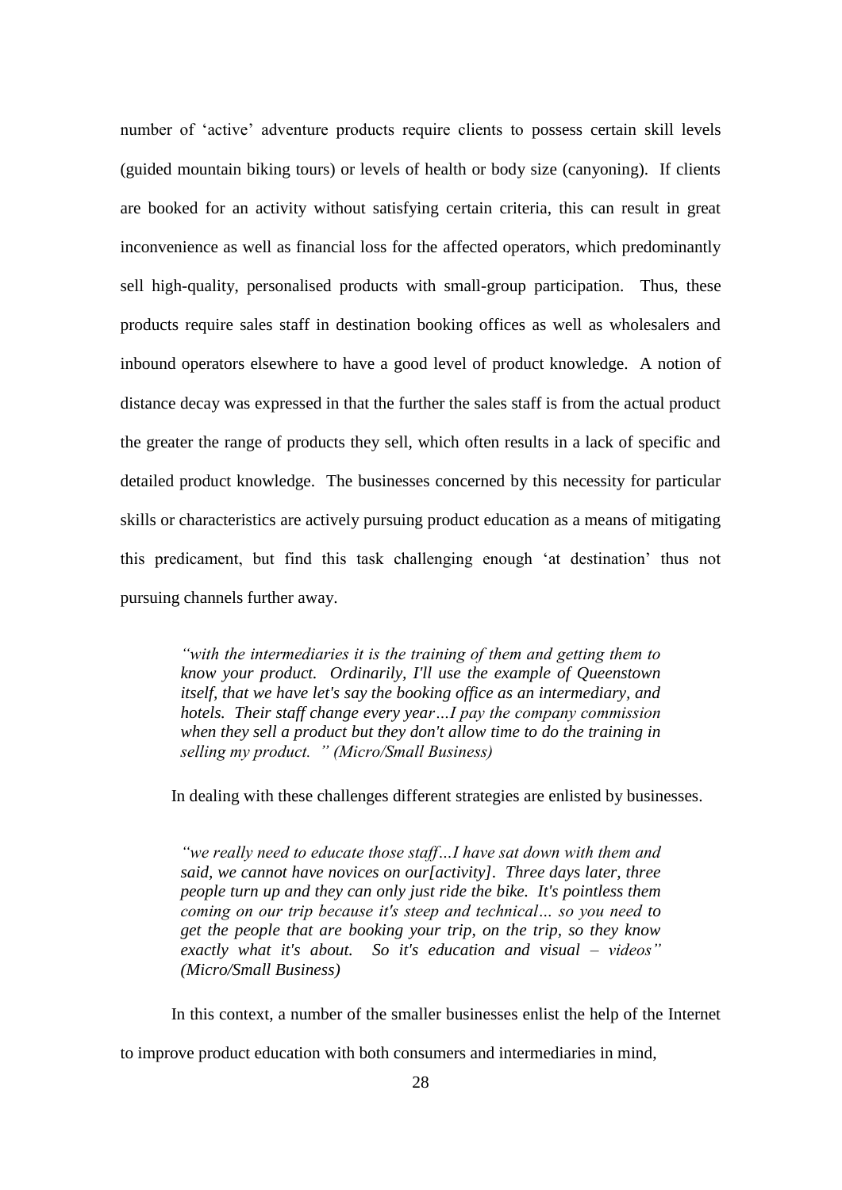number of 'active' adventure products require clients to possess certain skill levels (guided mountain biking tours) or levels of health or body size (canyoning). If clients are booked for an activity without satisfying certain criteria, this can result in great inconvenience as well as financial loss for the affected operators, which predominantly sell high-quality, personalised products with small-group participation. Thus, these products require sales staff in destination booking offices as well as wholesalers and inbound operators elsewhere to have a good level of product knowledge. A notion of distance decay was expressed in that the further the sales staff is from the actual product the greater the range of products they sell, which often results in a lack of specific and detailed product knowledge. The businesses concerned by this necessity for particular skills or characteristics are actively pursuing product education as a means of mitigating this predicament, but find this task challenging enough 'at destination' thus not pursuing channels further away.

> *"with the intermediaries it is the training of them and getting them to know your product. Ordinarily, I'll use the example of Queenstown itself, that we have let's say the booking office as an intermediary, and hotels. Their staff change every year…I pay the company commission when they sell a product but they don't allow time to do the training in selling my product. " (Micro/Small Business)*

In dealing with these challenges different strategies are enlisted by businesses.

> *"we really need to educate those staff…I have sat down with them and said, we cannot have novices on our[activity]. Three days later, three people turn up and they can only just ride the bike. It's pointless them coming on our trip because it's steep and technical… so you need to get the people that are booking your trip, on the trip, so they know exactly what it's about. So it's education and visual – videos" (Micro/Small Business)*

In this context, a number of the smaller businesses enlist the help of the Internet to improve product education with both consumers and intermediaries in mind,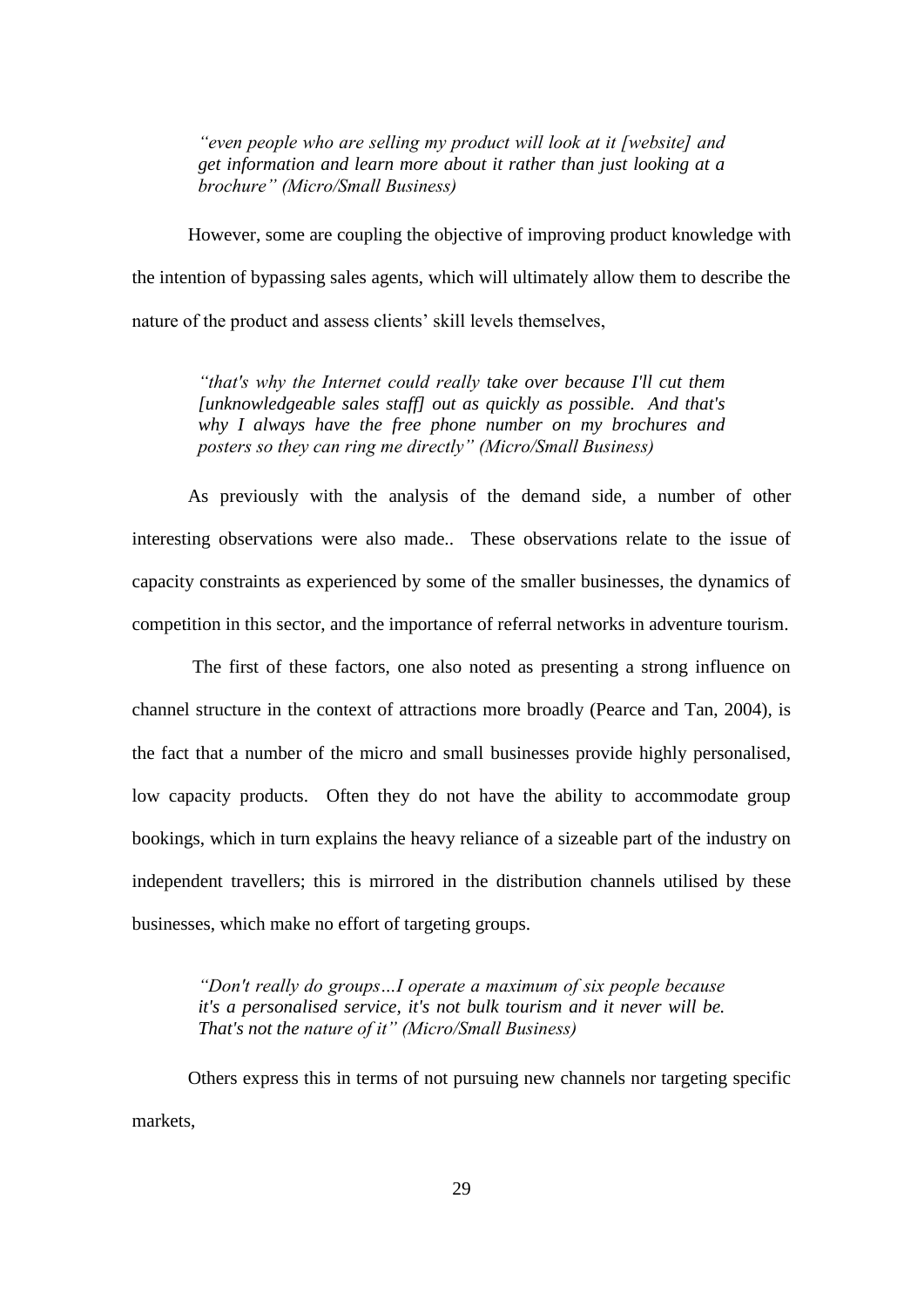> *"even people who are selling my product will look at it [website] and get information and learn more about it rather than just looking at a brochure" (Micro/Small Business)*

However, some are coupling the objective of improving product knowledge with the intention of bypassing sales agents, which will ultimately allow them to describe the nature of the product and assess clients' skill levels themselves,

> *"that's why the Internet could really take over because I'll cut them [unknowledgeable sales staff] out as quickly as possible. And that's why I always have the free phone number on my brochures and posters so they can ring me directly" (Micro/Small Business)*

As previously with the analysis of the demand side, a number of other interesting observations were also made.. These observations relate to the issue of capacity constraints as experienced by some of the smaller businesses, the dynamics of competition in this sector, and the importance of referral networks in adventure tourism.

The first of these factors, one also noted as presenting a strong influence on channel structure in the context of attractions more broadly (Pearce and Tan, 2004), is the fact that a number of the micro and small businesses provide highly personalised, low capacity products. Often they do not have the ability to accommodate group bookings, which in turn explains the heavy reliance of a sizeable part of the industry on independent travellers; this is mirrored in the distribution channels utilised by these businesses, which make no effort of targeting groups.

> *"Don't really do groups…I operate a maximum of six people because it's a personalised service, it's not bulk tourism and it never will be. That's not the nature of it" (Micro/Small Business)*

Others express this in terms of not pursuing new channels nor targeting specific markets,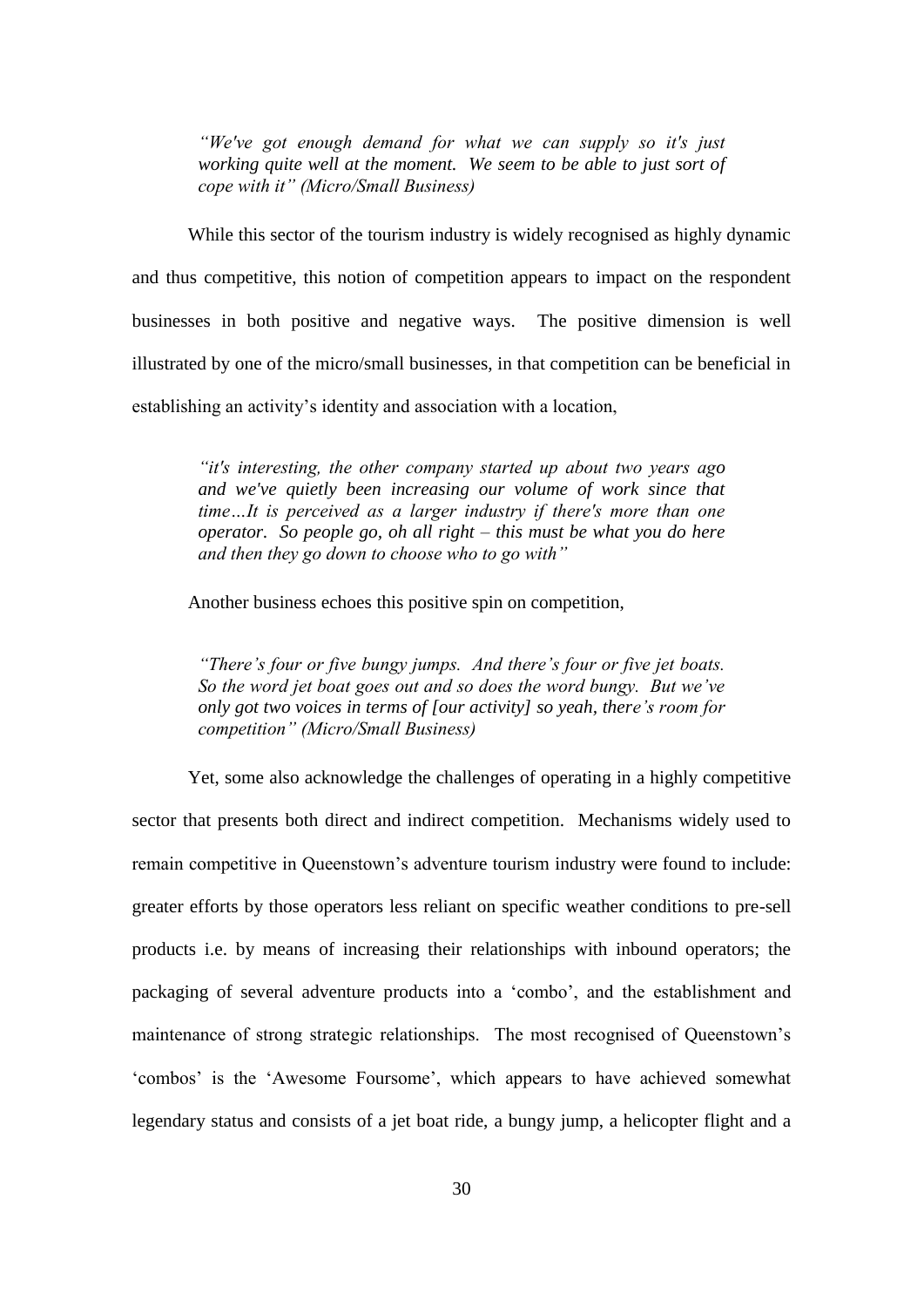> *"We've got enough demand for what we can supply so it's just working quite well at the moment. We seem to be able to just sort of cope with it" (Micro/Small Business)*

While this sector of the tourism industry is widely recognised as highly dynamic and thus competitive, this notion of competition appears to impact on the respondent businesses in both positive and negative ways. The positive dimension is well illustrated by one of the micro/small businesses, in that competition can be beneficial in establishing an activity's identity and association with a location,

> *"it's interesting, the other company started up about two years ago and we've quietly been increasing our volume of work since that time…It is perceived as a larger industry if there's more than one operator. So people go, oh all right – this must be what you do here and then they go down to choose who to go with"*

Another business echoes this positive spin on competition,

> *"There's four or five bungy jumps. And there's four or five jet boats. So the word jet boat goes out and so does the word bungy. But we've only got two voices in terms of [our activity] so yeah, there's room for competition" (Micro/Small Business)*

Yet, some also acknowledge the challenges of operating in a highly competitive sector that presents both direct and indirect competition. Mechanisms widely used to remain competitive in Queenstown's adventure tourism industry were found to include: greater efforts by those operators less reliant on specific weather conditions to pre-sell products i.e. by means of increasing their relationships with inbound operators; the packaging of several adventure products into a 'combo', and the establishment and maintenance of strong strategic relationships. The most recognised of Queenstown's 'combos' is the 'Awesome Foursome', which appears to have achieved somewhat legendary status and consists of a jet boat ride, a bungy jump, a helicopter flight and a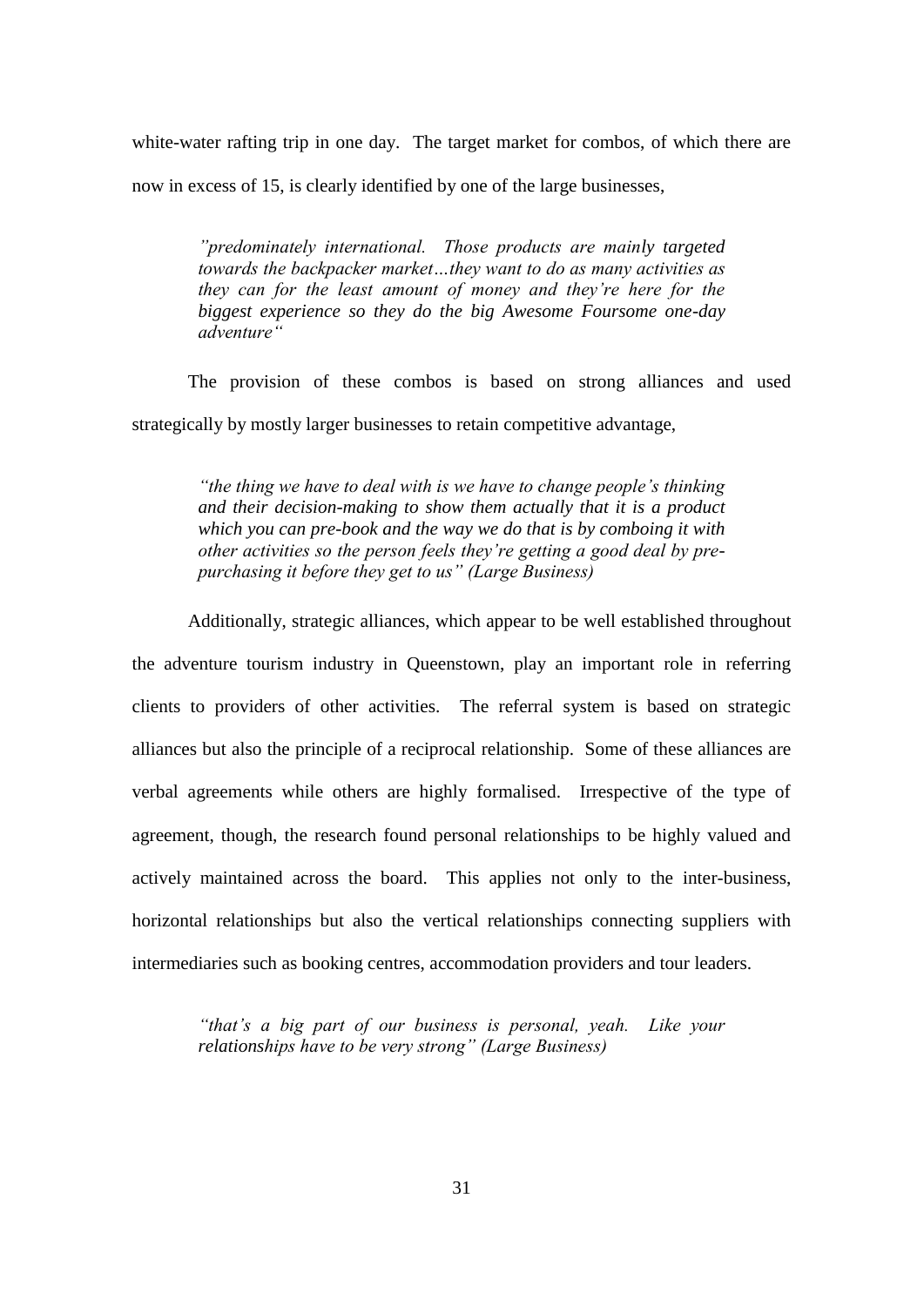white-water rafting trip in one day. The target market for combos, of which there are now in excess of 15, is clearly identified by one of the large businesses,

> *"predominately international. Those products are mainly targeted towards the backpacker market…they want to do as many activities as they can for the least amount of money and they're here for the biggest experience so they do the big Awesome Foursome one-day adventure"*

The provision of these combos is based on strong alliances and used strategically by mostly larger businesses to retain competitive advantage,

> *"the thing we have to deal with is we have to change people's thinking and their decision-making to show them actually that it is a product which you can pre-book and the way we do that is by comboing it with other activities so the person feels they're getting a good deal by pre-purchasing it before they get to us" (Large Business)*

Additionally, strategic alliances, which appear to be well established throughout the adventure tourism industry in Queenstown, play an important role in referring clients to providers of other activities. The referral system is based on strategic alliances but also the principle of a reciprocal relationship. Some of these alliances are verbal agreements while others are highly formalised. Irrespective of the type of agreement, though, the research found personal relationships to be highly valued and actively maintained across the board. This applies not only to the inter-business, horizontal relationships but also the vertical relationships connecting suppliers with intermediaries such as booking centres, accommodation providers and tour leaders.

> *"that's a big part of our business is personal, yeah. Like your relationships have to be very strong" (Large Business)*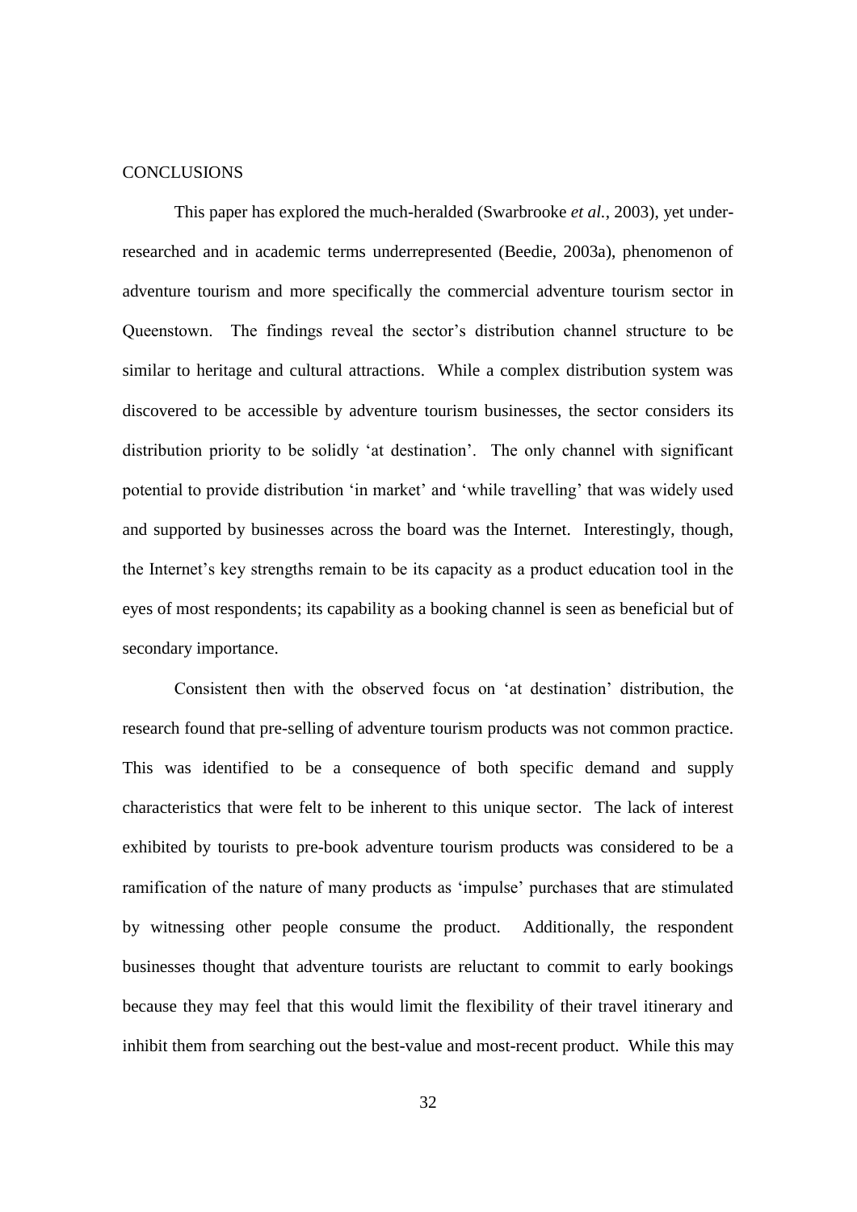## CONCLUSIONS

This paper has explored the much-heralded (Swarbrooke *et al.*, 2003), yet under-researched and in academic terms underrepresented (Beedie, 2003a), phenomenon of adventure tourism and more specifically the commercial adventure tourism sector in Queenstown. The findings reveal the sector's distribution channel structure to be similar to heritage and cultural attractions. While a complex distribution system was discovered to be accessible by adventure tourism businesses, the sector considers its distribution priority to be solidly 'at destination'. The only channel with significant potential to provide distribution 'in market' and 'while travelling' that was widely used and supported by businesses across the board was the Internet. Interestingly, though, the Internet's key strengths remain to be its capacity as a product education tool in the eyes of most respondents; its capability as a booking channel is seen as beneficial but of secondary importance.

Consistent then with the observed focus on 'at destination' distribution, the research found that pre-selling of adventure tourism products was not common practice. This was identified to be a consequence of both specific demand and supply characteristics that were felt to be inherent to this unique sector. The lack of interest exhibited by tourists to pre-book adventure tourism products was considered to be a ramification of the nature of many products as 'impulse' purchases that are stimulated by witnessing other people consume the product. Additionally, the respondent businesses thought that adventure tourists are reluctant to commit to early bookings because they may feel that this would limit the flexibility of their travel itinerary and inhibit them from searching out the best-value and most-recent product. While this may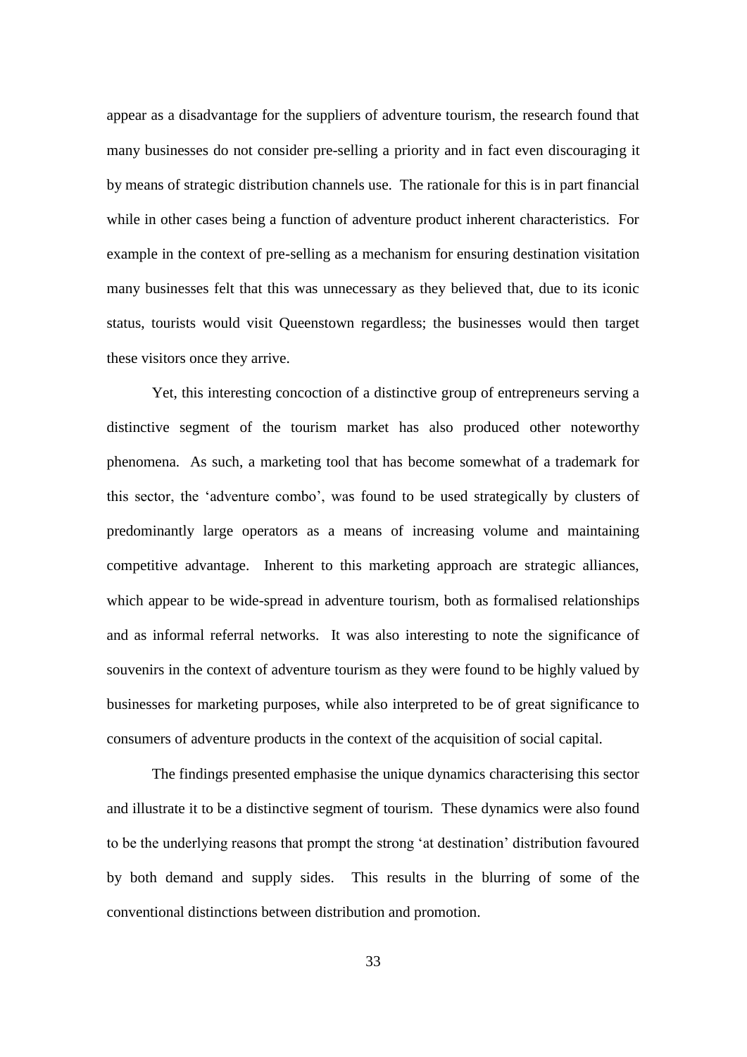appear as a disadvantage for the suppliers of adventure tourism, the research found that many businesses do not consider pre-selling a priority and in fact even discouraging it by means of strategic distribution channels use. The rationale for this is in part financial while in other cases being a function of adventure product inherent characteristics. For example in the context of pre-selling as a mechanism for ensuring destination visitation many businesses felt that this was unnecessary as they believed that, due to its iconic status, tourists would visit Queenstown regardless; the businesses would then target these visitors once they arrive.

Yet, this interesting concoction of a distinctive group of entrepreneurs serving a distinctive segment of the tourism market has also produced other noteworthy phenomena. As such, a marketing tool that has become somewhat of a trademark for this sector, the 'adventure combo', was found to be used strategically by clusters of predominantly large operators as a means of increasing volume and maintaining competitive advantage. Inherent to this marketing approach are strategic alliances, which appear to be wide-spread in adventure tourism, both as formalised relationships and as informal referral networks. It was also interesting to note the significance of souvenirs in the context of adventure tourism as they were found to be highly valued by businesses for marketing purposes, while also interpreted to be of great significance to consumers of adventure products in the context of the acquisition of social capital.

The findings presented emphasise the unique dynamics characterising this sector and illustrate it to be a distinctive segment of tourism. These dynamics were also found to be the underlying reasons that prompt the strong 'at destination' distribution favoured by both demand and supply sides. This results in the blurring of some of the conventional distinctions between distribution and promotion.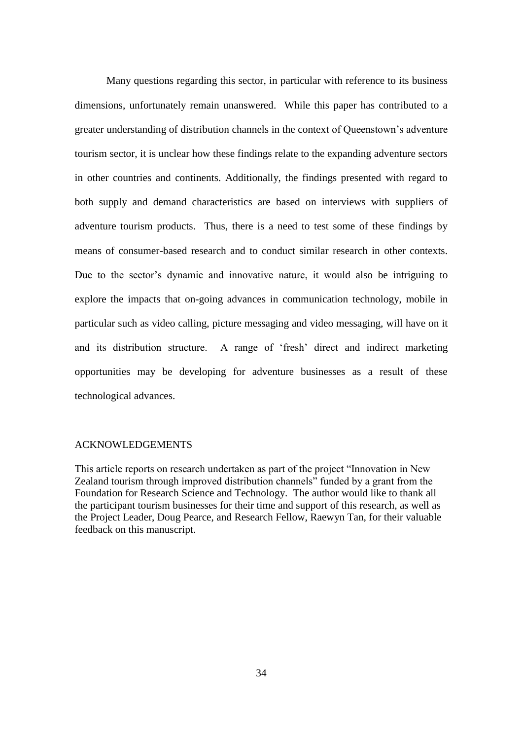Many questions regarding this sector, in particular with reference to its business dimensions, unfortunately remain unanswered. While this paper has contributed to a greater understanding of distribution channels in the context of Queenstown's adventure tourism sector, it is unclear how these findings relate to the expanding adventure sectors in other countries and continents. Additionally, the findings presented with regard to both supply and demand characteristics are based on interviews with suppliers of adventure tourism products. Thus, there is a need to test some of these findings by means of consumer-based research and to conduct similar research in other contexts. Due to the sector's dynamic and innovative nature, it would also be intriguing to explore the impacts that on-going advances in communication technology, mobile in particular such as video calling, picture messaging and video messaging, will have on it and its distribution structure. A range of 'fresh' direct and indirect marketing opportunities may be developing for adventure businesses as a result of these technological advances.

## ACKNOWLEDGEMENTS

This article reports on research undertaken as part of the project "Innovation in New Zealand tourism through improved distribution channels" funded by a grant from the Foundation for Research Science and Technology. The author would like to thank all the participant tourism businesses for their time and support of this research, as well as the Project Leader, Doug Pearce, and Research Fellow, Raewyn Tan, for their valuable feedback on this manuscript.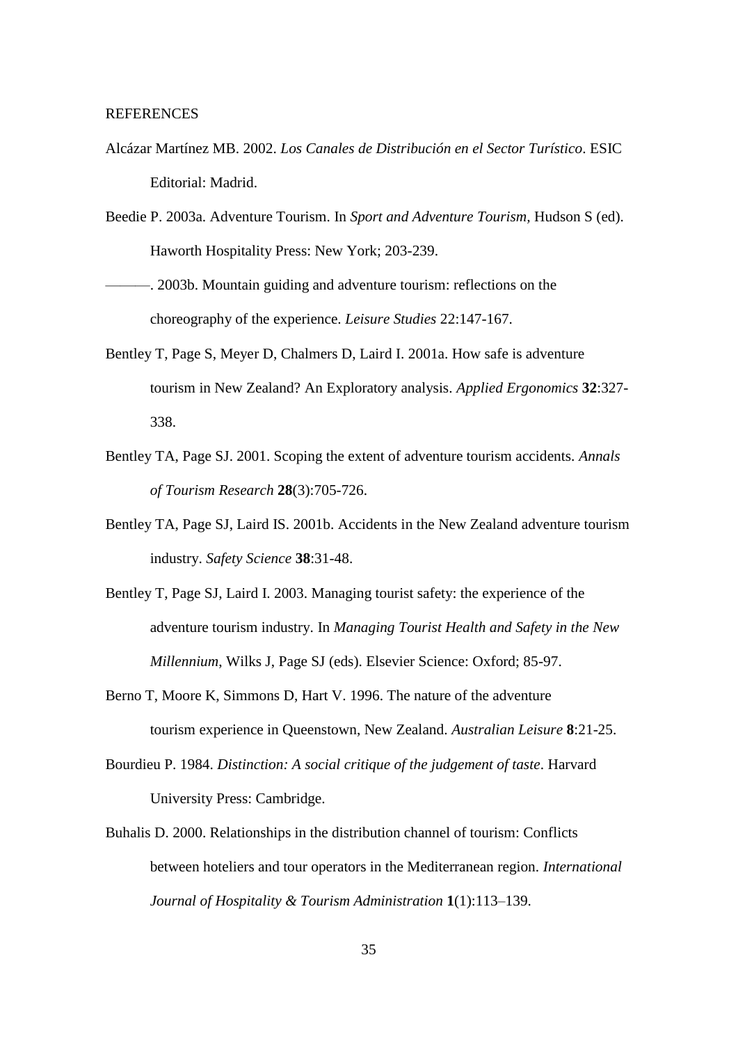REFERENCES

Alcázar Martínez MB. 2002. *Los Canales de Distribución en el Sector Turístico*. ESIC Editorial: Madrid.

Beedie P. 2003a. Adventure Tourism. In *Sport and Adventure Tourism,* Hudson S (ed). Haworth Hospitality Press: New York; 203-239.

———. 2003b. Mountain guiding and adventure tourism: reflections on the choreography of the experience. *Leisure Studies* 22:147-167.

Bentley T, Page S, Meyer D, Chalmers D, Laird I. 2001a. How safe is adventure tourism in New Zealand? An Exploratory analysis. *Applied Ergonomics* **32**:327-338.

Bentley TA, Page SJ. 2001. Scoping the extent of adventure tourism accidents. *Annals of Tourism Research* **28**(3):705-726.

Bentley TA, Page SJ, Laird IS. 2001b. Accidents in the New Zealand adventure tourism industry. *Safety Science* **38**:31-48.

Bentley T, Page SJ, Laird I. 2003. Managing tourist safety: the experience of the adventure tourism industry. In *Managing Tourist Health and Safety in the New Millennium*, Wilks J, Page SJ (eds). Elsevier Science: Oxford; 85-97.

Berno T, Moore K, Simmons D, Hart V. 1996. The nature of the adventure tourism experience in Queenstown, New Zealand. *Australian Leisure* **8**:21-25.

Bourdieu P. 1984. *Distinction: A social critique of the judgement of taste*. Harvard University Press: Cambridge.

Buhalis D. 2000. Relationships in the distribution channel of tourism: Conflicts between hoteliers and tour operators in the Mediterranean region. *International Journal of Hospitality & Tourism Administration* **1**(1):113–139.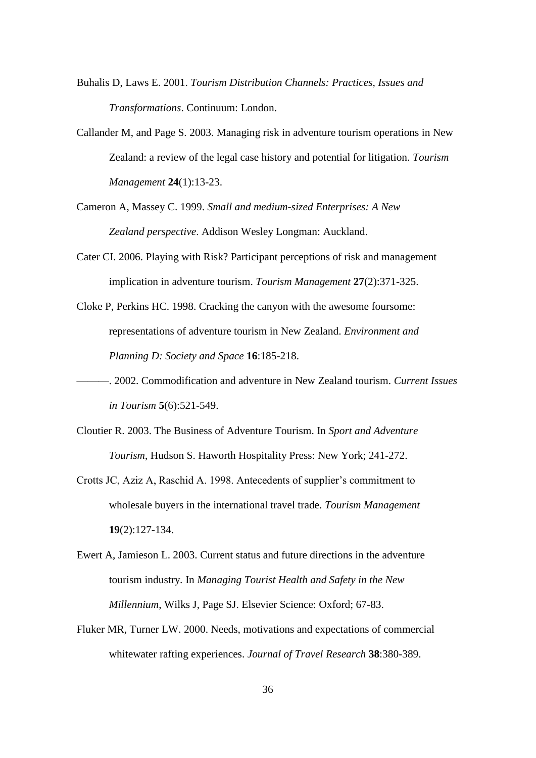Buhalis D, Laws E. 2001. *Tourism Distribution Channels: Practices, Issues and Transformations*. Continuum: London.

Callander M, and Page S. 2003. Managing risk in adventure tourism operations in New Zealand: a review of the legal case history and potential for litigation. *Tourism Management* **24**(1):13-23.

Cameron A, Massey C. 1999. *Small and medium-sized Enterprises: A New Zealand perspective*. Addison Wesley Longman: Auckland.

Cater CI. 2006. Playing with Risk? Participant perceptions of risk and management implication in adventure tourism. *Tourism Management* **27**(2):371-325.

Cloke P, Perkins HC. 1998. Cracking the canyon with the awesome foursome: representations of adventure tourism in New Zealand. *Environment and Planning D: Society and Space* **16**:185-218.

———. 2002. Commodification and adventure in New Zealand tourism. *Current Issues in Tourism* **5**(6):521-549.

Cloutier R. 2003. The Business of Adventure Tourism. In *Sport and Adventure Tourism*, Hudson S. Haworth Hospitality Press: New York; 241-272.

Crotts JC, Aziz A, Raschid A. 1998. Antecedents of supplier's commitment to wholesale buyers in the international travel trade. *Tourism Management* **19**(2):127-134.

Ewert A, Jamieson L. 2003. Current status and future directions in the adventure tourism industry. In *Managing Tourist Health and Safety in the New Millennium*, Wilks J, Page SJ. Elsevier Science: Oxford; 67-83.

Fluker MR, Turner LW. 2000. Needs, motivations and expectations of commercial whitewater rafting experiences. *Journal of Travel Research* **38**:380-389.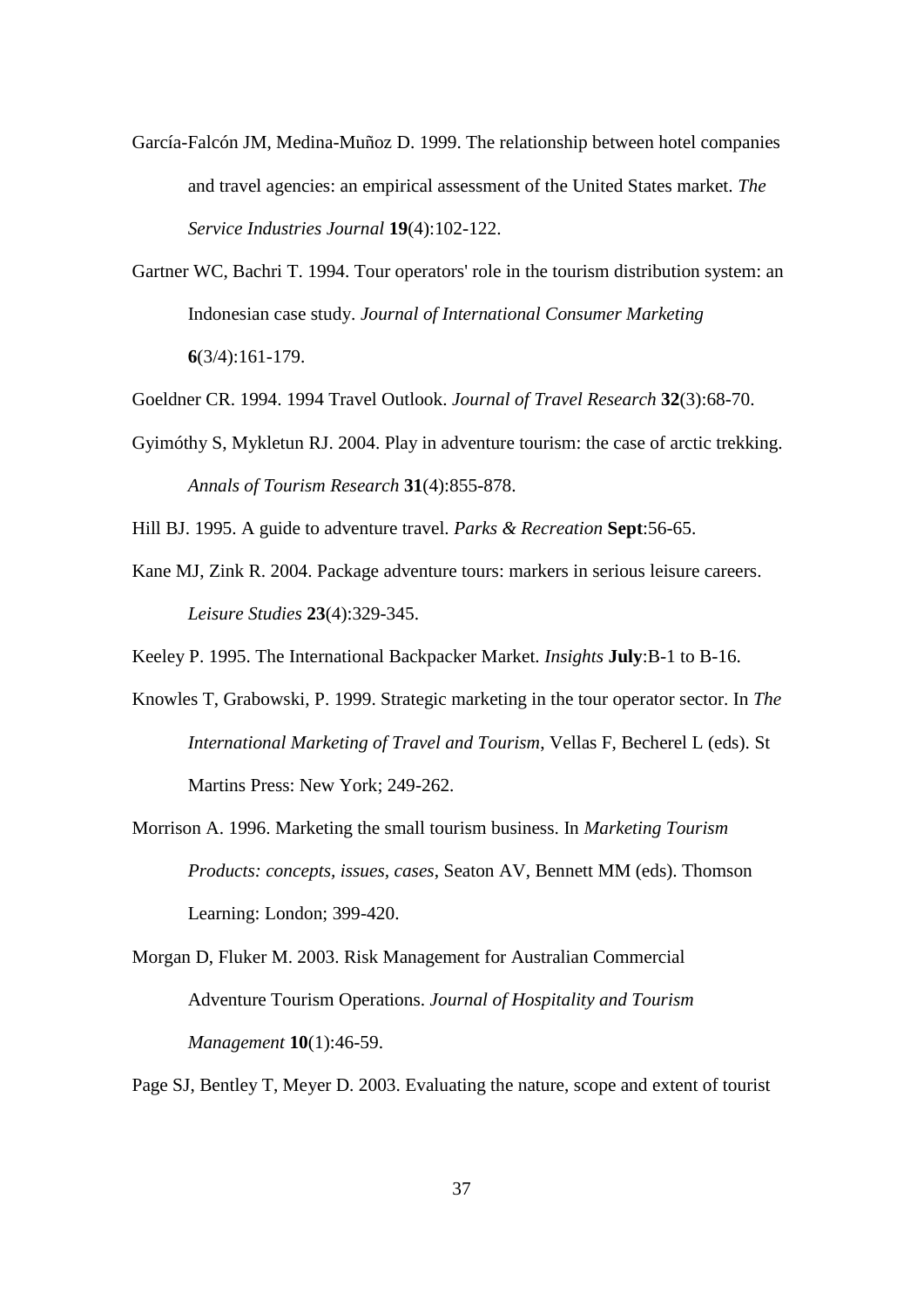García-Falcón JM, Medina-Muñoz D. 1999. The relationship between hotel companies and travel agencies: an empirical assessment of the United States market. *The Service Industries Journal* **19**(4):102-122.

Gartner WC, Bachri T. 1994. Tour operators' role in the tourism distribution system: an Indonesian case study. *Journal of International Consumer Marketing* **6**(3/4):161-179.

Goeldner CR. 1994. 1994 Travel Outlook. *Journal of Travel Research* **32**(3):68-70.

Gyimóthy S, Mykletun RJ. 2004. Play in adventure tourism: the case of arctic trekking. *Annals of Tourism Research* **31**(4):855-878.

Hill BJ. 1995. A guide to adventure travel. *Parks & Recreation* **Sept**:56-65.

Kane MJ, Zink R. 2004. Package adventure tours: markers in serious leisure careers. *Leisure Studies* **23**(4):329-345.

Keeley P. 1995. The International Backpacker Market. *Insights* **July**:B-1 to B-16.

Knowles T, Grabowski, P. 1999. Strategic marketing in the tour operator sector. In *The International Marketing of Travel and Tourism*, Vellas F, Becherel L (eds). St Martins Press: New York; 249-262.

Morrison A. 1996. Marketing the small tourism business. In *Marketing Tourism Products: concepts, issues, cases*, Seaton AV, Bennett MM (eds). Thomson Learning: London; 399-420.

Morgan D, Fluker M. 2003. Risk Management for Australian Commercial Adventure Tourism Operations. *Journal of Hospitality and Tourism Management* **10**(1):46-59.

Page SJ, Bentley T, Meyer D. 2003. Evaluating the nature, scope and extent of tourist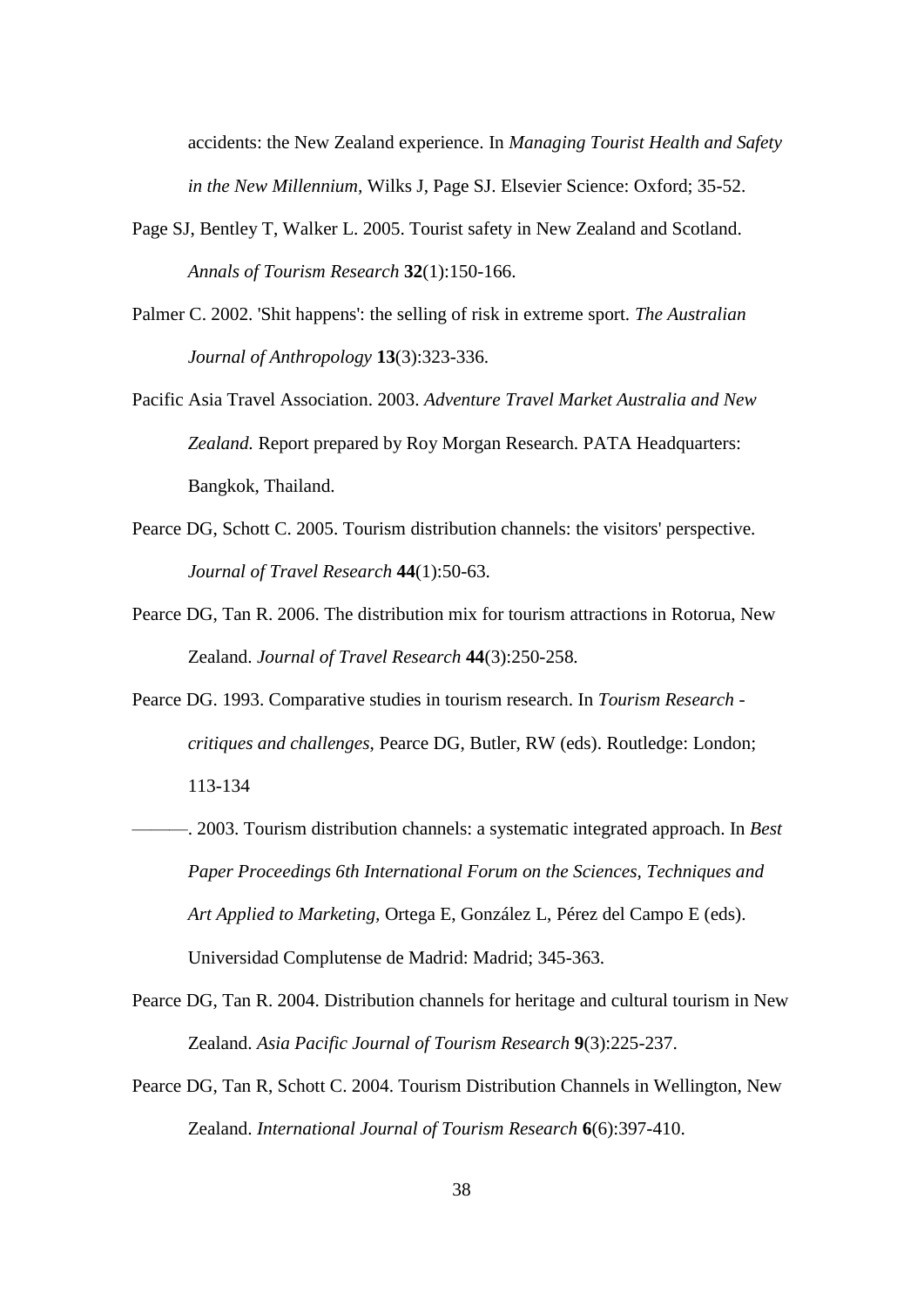accidents: the New Zealand experience. In *Managing Tourist Health and Safety in the New Millennium,* Wilks J, Page SJ. Elsevier Science: Oxford; 35-52.

Page SJ, Bentley T, Walker L. 2005. Tourist safety in New Zealand and Scotland. *Annals of Tourism Research* **32**(1):150-166.

Palmer C. 2002. 'Shit happens': the selling of risk in extreme sport. *The Australian Journal of Anthropology* **13**(3):323-336.

Pacific Asia Travel Association. 2003. *Adventure Travel Market Australia and New Zealand.* Report prepared by Roy Morgan Research. PATA Headquarters: Bangkok, Thailand.

Pearce DG, Schott C. 2005. Tourism distribution channels: the visitors' perspective. *Journal of Travel Research* **44**(1):50-63.

Pearce DG, Tan R. 2006. The distribution mix for tourism attractions in Rotorua, New Zealand. *Journal of Travel Research* **44**(3):250-258.

Pearce DG. 1993. Comparative studies in tourism research. In *Tourism Research - critiques and challenges*, Pearce DG, Butler, RW (eds). Routledge: London; 113-134

———. 2003. Tourism distribution channels: a systematic integrated approach. In *Best Paper Proceedings 6th International Forum on the Sciences, Techniques and Art Applied to Marketing,* Ortega E, González L, Pérez del Campo E (eds). Universidad Complutense de Madrid: Madrid; 345-363.

Pearce DG, Tan R. 2004. Distribution channels for heritage and cultural tourism in New Zealand. *Asia Pacific Journal of Tourism Research* **9**(3):225-237.

Pearce DG, Tan R, Schott C. 2004. Tourism Distribution Channels in Wellington, New Zealand. *International Journal of Tourism Research* **6**(6):397-410.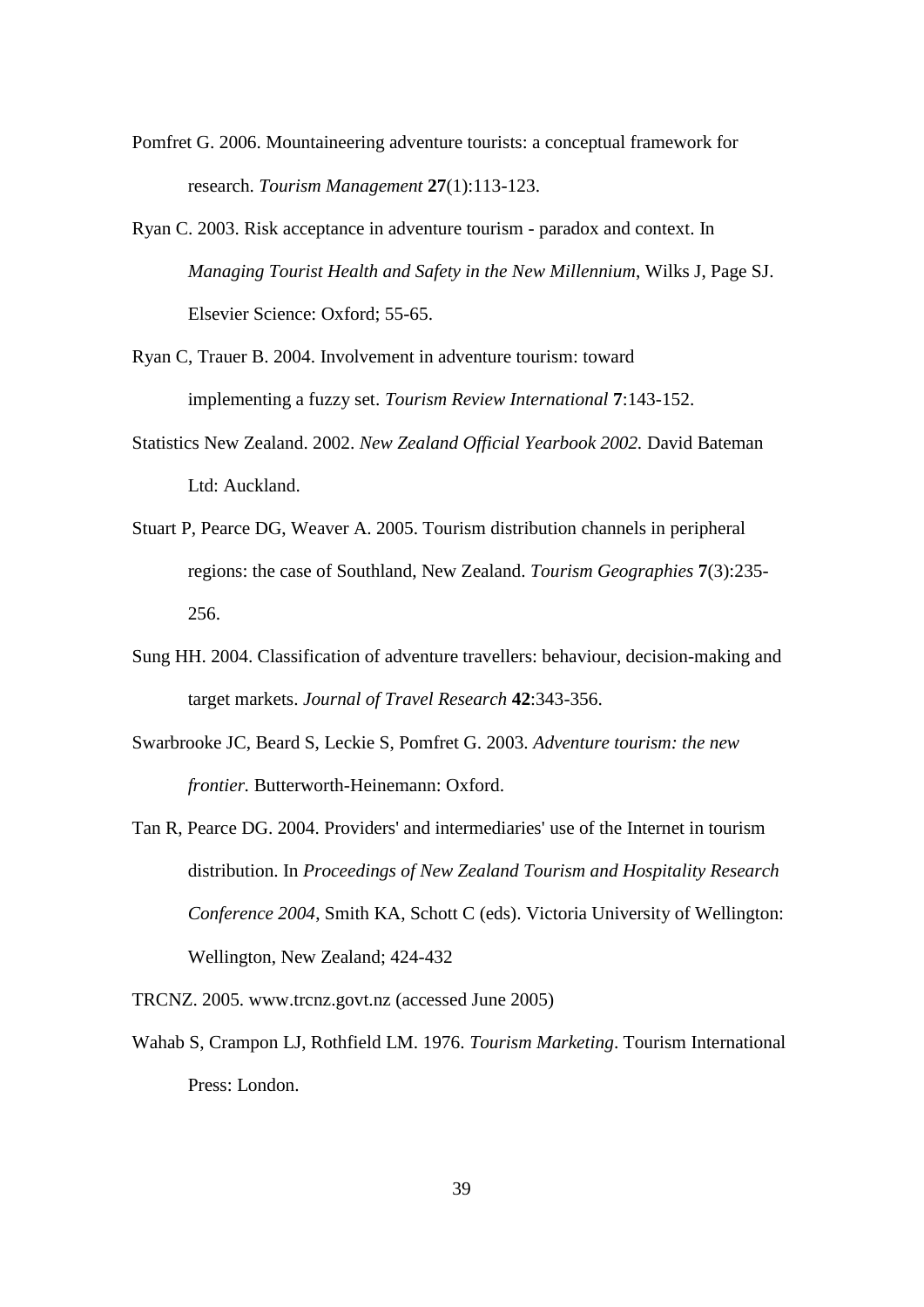Pomfret G. 2006. Mountaineering adventure tourists: a conceptual framework for research. *Tourism Management* **27**(1):113-123.

Ryan C. 2003. Risk acceptance in adventure tourism - paradox and context. In *Managing Tourist Health and Safety in the New Millennium*, Wilks J, Page SJ. Elsevier Science: Oxford; 55-65.

Ryan C, Trauer B. 2004. Involvement in adventure tourism: toward implementing a fuzzy set. *Tourism Review International* **7**:143-152.

Statistics New Zealand. 2002. *New Zealand Official Yearbook 2002.* David Bateman Ltd: Auckland.

Stuart P, Pearce DG, Weaver A. 2005. Tourism distribution channels in peripheral regions: the case of Southland, New Zealand. *Tourism Geographies* **7**(3):235-256.

Sung HH. 2004. Classification of adventure travellers: behaviour, decision-making and target markets. *Journal of Travel Research* **42**:343-356.

Swarbrooke JC, Beard S, Leckie S, Pomfret G. 2003. *Adventure tourism: the new frontier.* Butterworth-Heinemann: Oxford.

Tan R, Pearce DG. 2004. Providers' and intermediaries' use of the Internet in tourism distribution. In *Proceedings of New Zealand Tourism and Hospitality Research Conference 2004*, Smith KA, Schott C (eds). Victoria University of Wellington: Wellington, New Zealand; 424-432

TRCNZ. 2005. www.trcnz.govt.nz (accessed June 2005)

Wahab S, Crampon LJ, Rothfield LM. 1976. *Tourism Marketing*. Tourism International Press: London.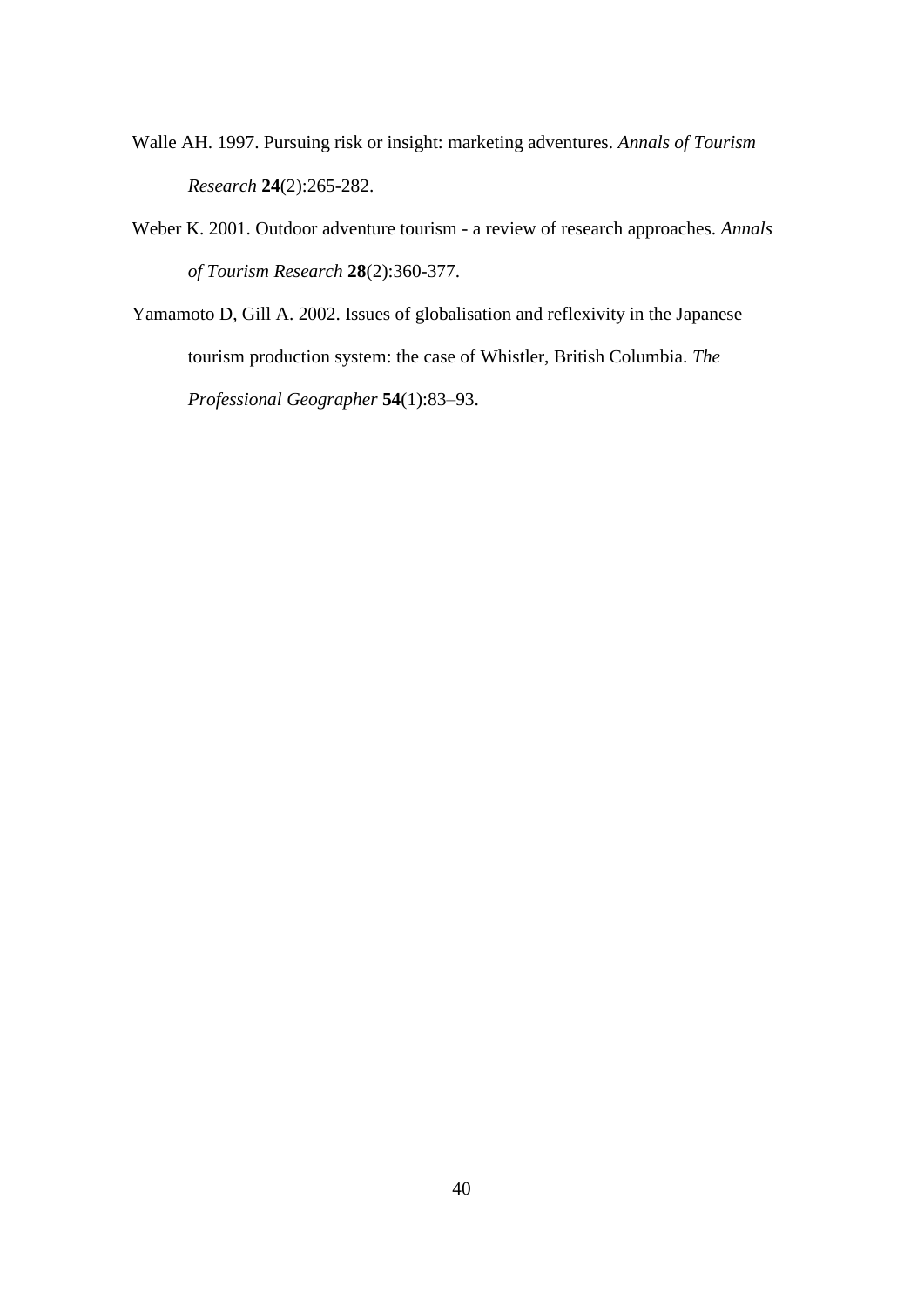Walle AH. 1997. Pursuing risk or insight: marketing adventures. *Annals of Tourism Research* **24**(2):265-282.

Weber K. 2001. Outdoor adventure tourism - a review of research approaches. *Annals of Tourism Research* **28**(2):360-377.

Yamamoto D, Gill A. 2002. Issues of globalisation and reflexivity in the Japanese tourism production system: the case of Whistler, British Columbia. *The Professional Geographer* **54**(1):83–93.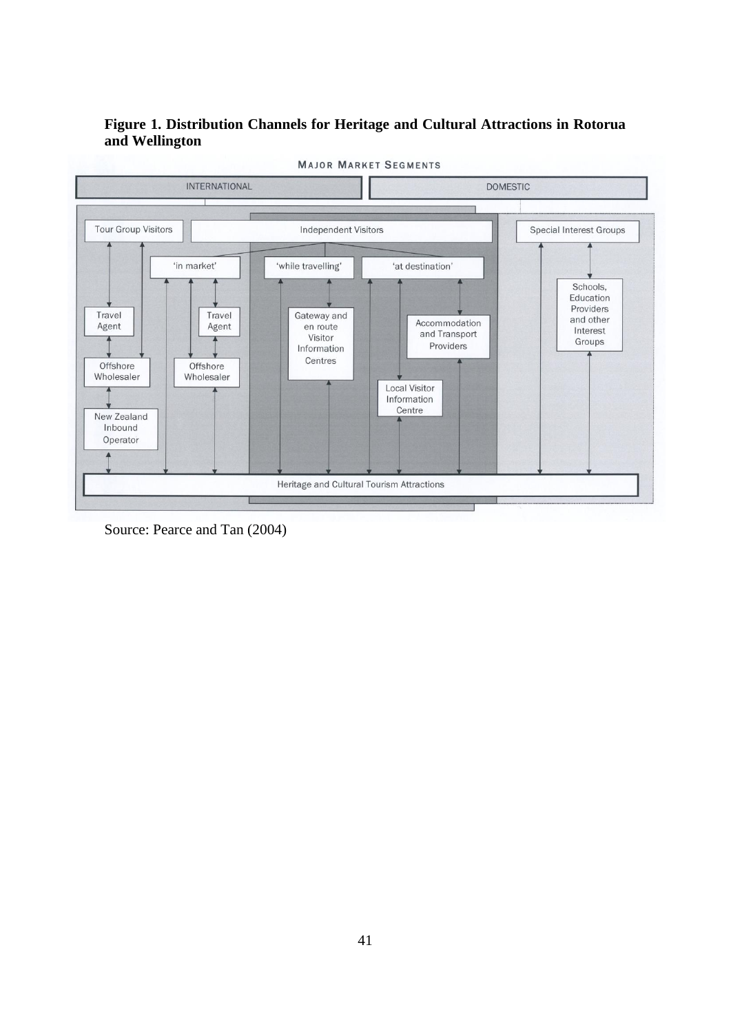**Figure 1. Distribution Channels for Heritage and Cultural Attractions in Rotorua and Wellington**

Source: Pearce and Tan (2004)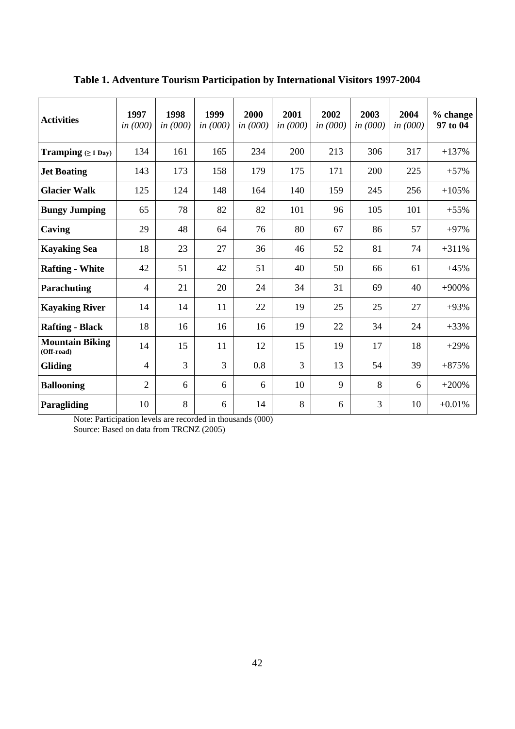**Table 1. Adventure Tourism Participation by International Visitors 1997-2004**

| Activities | 1997 *in (000)* | 1998 *in (000)* | 1999 *in (000)* | 2000 *in (000)* | 2001 *in (000)* | 2002 *in (000)* | 2003 *in (000)* | 2004 *in (000)* | % change 97 to 04 |
|---|---|---|---|---|---|---|---|---|---|
| **Tramping (≥ 1 Day)** | 134 | 161 | 165 | 234 | 200 | 213 | 306 | 317 | +137% |
| **Jet Boating** | 143 | 173 | 158 | 179 | 175 | 171 | 200 | 225 | +57% |
| **Glacier Walk** | 125 | 124 | 148 | 164 | 140 | 159 | 245 | 256 | +105% |
| **Bungy Jumping** | 65 | 78 | 82 | 82 | 101 | 96 | 105 | 101 | +55% |
| **Caving** | 29 | 48 | 64 | 76 | 80 | 67 | 86 | 57 | +97% |
| **Kayaking Sea** | 18 | 23 | 27 | 36 | 46 | 52 | 81 | 74 | +311% |
| **Rafting - White** | 42 | 51 | 42 | 51 | 40 | 50 | 66 | 61 | +45% |
| **Parachuting** | 4 | 21 | 20 | 24 | 34 | 31 | 69 | 40 | +900% |
| **Kayaking River** | 14 | 14 | 11 | 22 | 19 | 25 | 25 | 27 | +93% |
| **Rafting - Black** | 18 | 16 | 16 | 16 | 19 | 22 | 34 | 24 | +33% |
| **Mountain Biking (Off-road)** | 14 | 15 | 11 | 12 | 15 | 19 | 17 | 18 | +29% |
| **Gliding** | 4 | 3 | 3 | 0.8 | 3 | 13 | 54 | 39 | +875% |
| **Ballooning** | 2 | 6 | 6 | 6 | 10 | 9 | 8 | 6 | +200% |
| **Paragliding** | 10 | 8 | 6 | 14 | 8 | 6 | 3 | 10 | +0.01% |

Note: Participation levels are recorded in thousands (000)
Source: Based on data from TRCNZ (2005)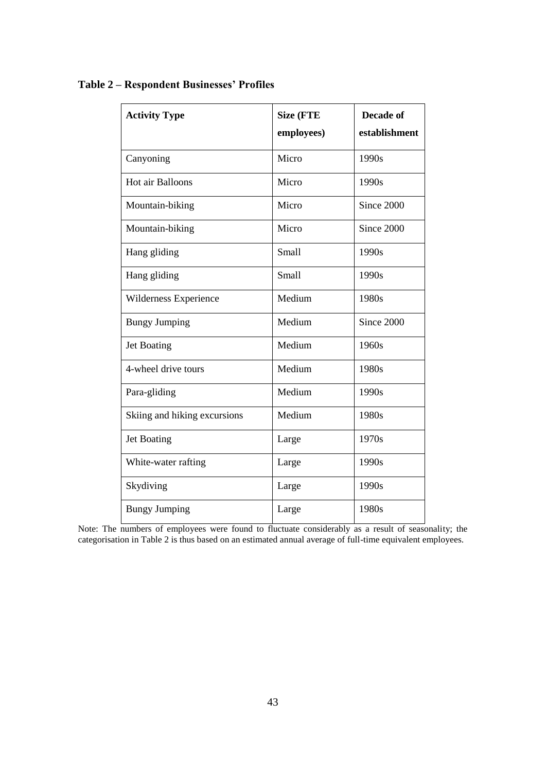**Table 2 – Respondent Businesses' Profiles**

| Activity Type | Size (FTE employees) | Decade of establishment |
|---|---|---|
| Canyoning | Micro | 1990s |
| Hot air Balloons | Micro | 1990s |
| Mountain-biking | Micro | Since 2000 |
| Mountain-biking | Micro | Since 2000 |
| Hang gliding | Small | 1990s |
| Hang gliding | Small | 1990s |
| Wilderness Experience | Medium | 1980s |
| Bungy Jumping | Medium | Since 2000 |
| Jet Boating | Medium | 1960s |
| 4-wheel drive tours | Medium | 1980s |
| Para-gliding | Medium | 1990s |
| Skiing and hiking excursions | Medium | 1980s |
| Jet Boating | Large | 1970s |
| White-water rafting | Large | 1990s |
| Skydiving | Large | 1990s |
| Bungy Jumping | Large | 1980s |

Note: The numbers of employees were found to fluctuate considerably as a result of seasonality; the categorisation in Table 2 is thus based on an estimated annual average of full-time equivalent employees.